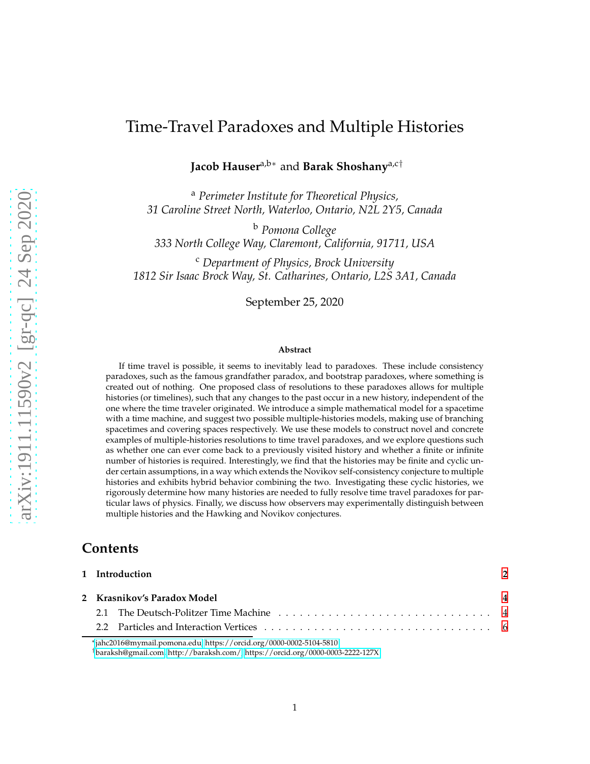# Time-Travel Paradoxes and Multiple Histories

**Jacob Hauser**[a,b*] and **Barak Shoshany**[a,c†]

[a] *Perimeter Institute for Theoretical Physics,*
*31 Caroline Street North, Waterloo, Ontario, N2L 2Y5, Canada*

[b] *Pomona College*
*333 North College Way, Claremont, California, 91711, USA*

[c] *Department of Physics, Brock University*
*1812 Sir Isaac Brock Way, St. Catharines, Ontario, L2S 3A1, Canada*

September 25, 2020

**Abstract**

If time travel is possible, it seems to inevitably lead to paradoxes. These include consistency paradoxes, such as the famous grandfather paradox, and bootstrap paradoxes, where something is created out of nothing. One proposed class of resolutions to these paradoxes allows for multiple histories (or timelines), such that any changes to the past occur in a new history, independent of the one where the time traveler originated. We introduce a simple mathematical model for a spacetime with a time machine, and suggest two possible multiple-histories models, making use of branching spacetimes and covering spaces respectively. We use these models to construct novel and concrete examples of multiple-histories resolutions to time travel paradoxes, and we explore questions such as whether one can ever come back to a previously visited history and whether a finite or infinite number of histories is required. Interestingly, we find that the histories may be finite and cyclic under certain assumptions, in a way which extends the Novikov self-consistency conjecture to multiple histories and exhibits hybrid behavior combining the two. Investigating these cyclic histories, we rigorously determine how many histories are needed to fully resolve time travel paradoxes for particular laws of physics. Finally, we discuss how observers may experimentally distinguish between multiple histories and the Hawking and Novikov conjectures.

## Contents

**1 Introduction** — 2

**2 Krasnikov's Paradox Model** — 4

- 2.1 The Deutsch-Politzer Time Machine — 4
- 2.2 Particles and Interaction Vertices — 6

---

*jahc2016@mymail.pomona.edu, https://orcid.org/0000-0002-5104-5810

†baraksh@gmail.com, http://baraksh.com/, https://orcid.org/0000-0003-2222-127X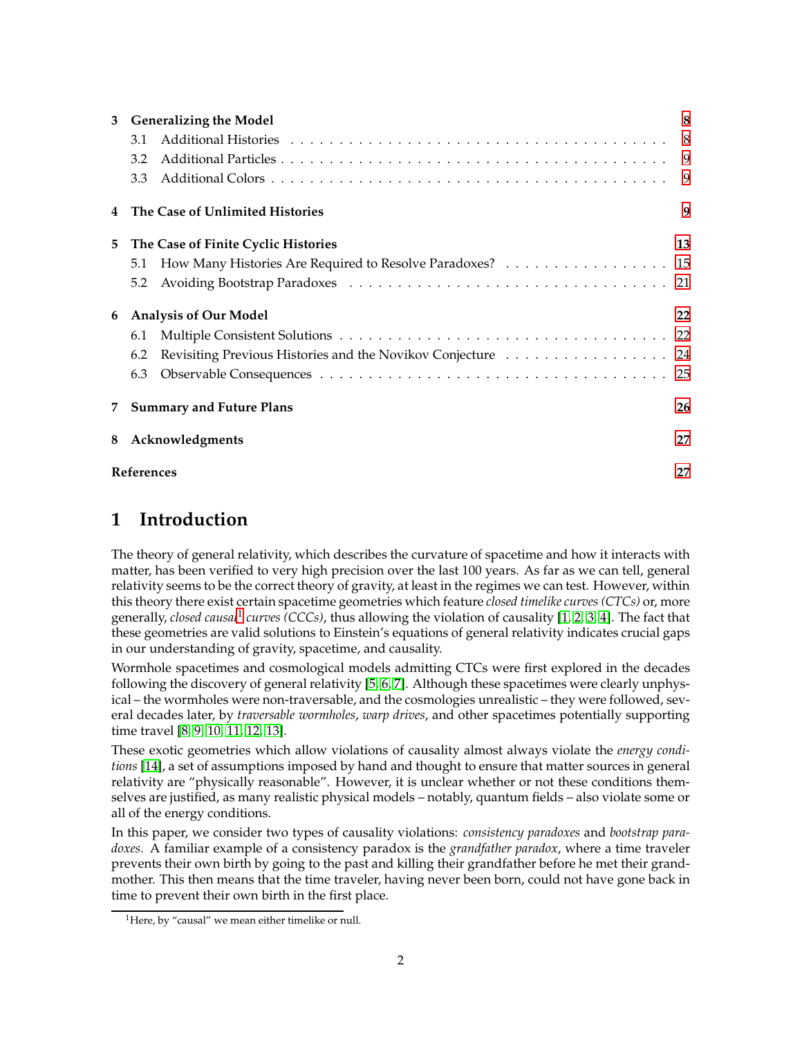| | | |
|---|---|---|
| **3** | **Generalizing the Model** | **8** |
| | 3.1 Additional Histories | 8 |
| | 3.2 Additional Particles | 9 |
| | 3.3 Additional Colors | 9 |
| **4** | **The Case of Unlimited Histories** | **9** |
| **5** | **The Case of Finite Cyclic Histories** | **13** |
| | 5.1 How Many Histories Are Required to Resolve Paradoxes? | 15 |
| | 5.2 Avoiding Bootstrap Paradoxes | 21 |
| **6** | **Analysis of Our Model** | **22** |
| | 6.1 Multiple Consistent Solutions | 22 |
| | 6.2 Revisiting Previous Histories and the Novikov Conjecture | 24 |
| | 6.3 Observable Consequences | 25 |
| **7** | **Summary and Future Plans** | **26** |
| **8** | **Acknowledgments** | **27** |
| | **References** | **27** |

# 1 Introduction

The theory of general relativity, which describes the curvature of spacetime and how it interacts with matter, has been verified to very high precision over the last 100 years. As far as we can tell, general relativity seems to be the correct theory of gravity, at least in the regimes we can test. However, within this theory there exist certain spacetime geometries which feature *closed timelike curves (CTCs)* or, more generally, *closed causal*[1] *curves (CCCs)*, thus allowing the violation of causality [1, 2, 3, 4]. The fact that these geometries are valid solutions to Einstein's equations of general relativity indicates crucial gaps in our understanding of gravity, spacetime, and causality.

Wormhole spacetimes and cosmological models admitting CTCs were first explored in the decades following the discovery of general relativity [5, 6, 7]. Although these spacetimes were clearly unphysical – the wormholes were non-traversable, and the cosmologies unrealistic – they were followed, several decades later, by *traversable wormholes*, *warp drives*, and other spacetimes potentially supporting time travel [8, 9, 10, 11, 12, 13].

These exotic geometries which allow violations of causality almost always violate the *energy conditions* [14], a set of assumptions imposed by hand and thought to ensure that matter sources in general relativity are "physically reasonable". However, it is unclear whether or not these conditions themselves are justified, as many realistic physical models – notably, quantum fields – also violate some or all of the energy conditions.

In this paper, we consider two types of causality violations: *consistency paradoxes* and *bootstrap paradoxes*. A familiar example of a consistency paradox is the *grandfather paradox*, where a time traveler prevents their own birth by going to the past and killing their grandfather before he met their grandmother. This then means that the time traveler, having never been born, could not have gone back in time to prevent their own birth in the first place.

[1]Here, by "causal" we mean either timelike or null.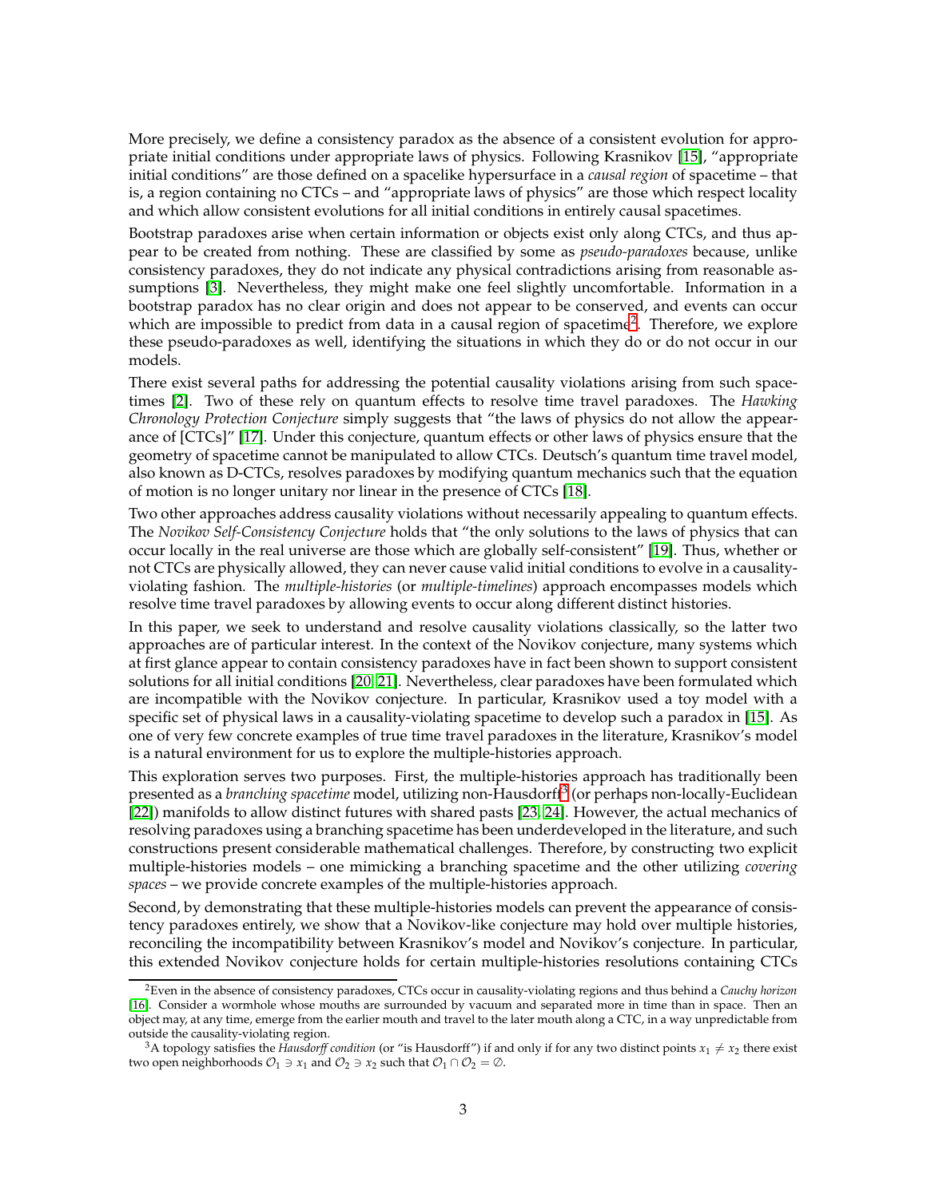More precisely, we define a consistency paradox as the absence of a consistent evolution for appropriate initial conditions under appropriate laws of physics. Following Krasnikov [15], "appropriate initial conditions" are those defined on a spacelike hypersurface in a *causal region* of spacetime – that is, a region containing no CTCs – and "appropriate laws of physics" are those which respect locality and which allow consistent evolutions for all initial conditions in entirely causal spacetimes.

Bootstrap paradoxes arise when certain information or objects exist only along CTCs, and thus appear to be created from nothing. These are classified by some as *pseudo-paradoxes* because, unlike consistency paradoxes, they do not indicate any physical contradictions arising from reasonable assumptions [3]. Nevertheless, they might make one feel slightly uncomfortable. Information in a bootstrap paradox has no clear origin and does not appear to be conserved, and events can occur which are impossible to predict from data in a causal region of spacetime[2]. Therefore, we explore these pseudo-paradoxes as well, identifying the situations in which they do or do not occur in our models.

There exist several paths for addressing the potential causality violations arising from such spacetimes [2]. Two of these rely on quantum effects to resolve time travel paradoxes. The *Hawking Chronology Protection Conjecture* simply suggests that "the laws of physics do not allow the appearance of [CTCs]" [17]. Under this conjecture, quantum effects or other laws of physics ensure that the geometry of spacetime cannot be manipulated to allow CTCs. Deutsch's quantum time travel model, also known as D-CTCs, resolves paradoxes by modifying quantum mechanics such that the equation of motion is no longer unitary nor linear in the presence of CTCs [18].

Two other approaches address causality violations without necessarily appealing to quantum effects. The *Novikov Self-Consistency Conjecture* holds that "the only solutions to the laws of physics that can occur locally in the real universe are those which are globally self-consistent" [19]. Thus, whether or not CTCs are physically allowed, they can never cause valid initial conditions to evolve in a causality-violating fashion. The *multiple-histories* (or *multiple-timelines*) approach encompasses models which resolve time travel paradoxes by allowing events to occur along different distinct histories.

In this paper, we seek to understand and resolve causality violations classically, so the latter two approaches are of particular interest. In the context of the Novikov conjecture, many systems which at first glance appear to contain consistency paradoxes have in fact been shown to support consistent solutions for all initial conditions [20, 21]. Nevertheless, clear paradoxes have been formulated which are incompatible with the Novikov conjecture. In particular, Krasnikov used a toy model with a specific set of physical laws in a causality-violating spacetime to develop such a paradox in [15]. As one of very few concrete examples of true time travel paradoxes in the literature, Krasnikov's model is a natural environment for us to explore the multiple-histories approach.

This exploration serves two purposes. First, the multiple-histories approach has traditionally been presented as a *branching spacetime* model, utilizing non-Hausdorff[3] (or perhaps non-locally-Euclidean [22]) manifolds to allow distinct futures with shared pasts [23, 24]. However, the actual mechanics of resolving paradoxes using a branching spacetime has been underdeveloped in the literature, and such constructions present considerable mathematical challenges. Therefore, by constructing two explicit multiple-histories models – one mimicking a branching spacetime and the other utilizing *covering spaces* – we provide concrete examples of the multiple-histories approach.

Second, by demonstrating that these multiple-histories models can prevent the appearance of consistency paradoxes entirely, we show that a Novikov-like conjecture may hold over multiple histories, reconciling the incompatibility between Krasnikov's model and Novikov's conjecture. In particular, this extended Novikov conjecture holds for certain multiple-histories resolutions containing CTCs

[2] Even in the absence of consistency paradoxes, CTCs occur in causality-violating regions and thus behind a *Cauchy horizon* [16]. Consider a wormhole whose mouths are surrounded by vacuum and separated more in time than in space. Then an object may, at any time, emerge from the earlier mouth and travel to the later mouth along a CTC, in a way unpredictable from outside the causality-violating region.

[3] A topology satisfies the *Hausdorff condition* (or "is Hausdorff") if and only if for any two distinct points $x_1 \neq x_2$ there exist two open neighborhoods $\mathcal{O}_1 \ni x_1$ and $\mathcal{O}_2 \ni x_2$ such that $\mathcal{O}_1 \cap \mathcal{O}_2 = \emptyset$.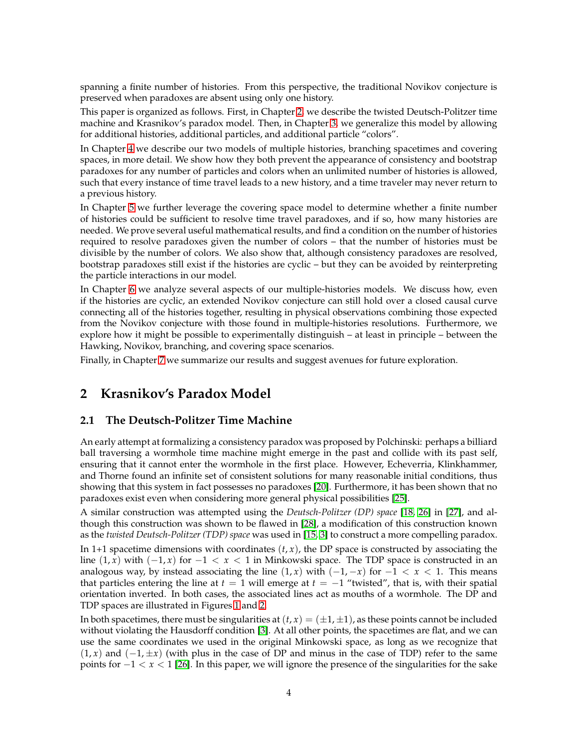spanning a finite number of histories. From this perspective, the traditional Novikov conjecture is preserved when paradoxes are absent using only one history.

This paper is organized as follows. First, in Chapter 2, we describe the twisted Deutsch-Politzer time machine and Krasnikov's paradox model. Then, in Chapter 3, we generalize this model by allowing for additional histories, additional particles, and additional particle "colors".

In Chapter 4 we describe our two models of multiple histories, branching spacetimes and covering spaces, in more detail. We show how they both prevent the appearance of consistency and bootstrap paradoxes for any number of particles and colors when an unlimited number of histories is allowed, such that every instance of time travel leads to a new history, and a time traveler may never return to a previous history.

In Chapter 5 we further leverage the covering space model to determine whether a finite number of histories could be sufficient to resolve time travel paradoxes, and if so, how many histories are needed. We prove several useful mathematical results, and find a condition on the number of histories required to resolve paradoxes given the number of colors – that the number of histories must be divisible by the number of colors. We also show that, although consistency paradoxes are resolved, bootstrap paradoxes still exist if the histories are cyclic – but they can be avoided by reinterpreting the particle interactions in our model.

In Chapter 6 we analyze several aspects of our multiple-histories models. We discuss how, even if the histories are cyclic, an extended Novikov conjecture can still hold over a closed causal curve connecting all of the histories together, resulting in physical observations combining those expected from the Novikov conjecture with those found in multiple-histories resolutions. Furthermore, we explore how it might be possible to experimentally distinguish – at least in principle – between the Hawking, Novikov, branching, and covering space scenarios.

Finally, in Chapter 7 we summarize our results and suggest avenues for future exploration.

## 2 Krasnikov's Paradox Model

### 2.1 The Deutsch-Politzer Time Machine

An early attempt at formalizing a consistency paradox was proposed by Polchinski: perhaps a billiard ball traversing a wormhole time machine might emerge in the past and collide with its past self, ensuring that it cannot enter the wormhole in the first place. However, Echeverria, Klinkhammer, and Thorne found an infinite set of consistent solutions for many reasonable initial conditions, thus showing that this system in fact possesses no paradoxes [20]. Furthermore, it has been shown that no paradoxes exist even when considering more general physical possibilities [25].

A similar construction was attempted using the *Deutsch-Politzer (DP) space* [18, 26] in [27], and although this construction was shown to be flawed in [28], a modification of this construction known as the *twisted Deutsch-Politzer (TDP) space* was used in [15, 3] to construct a more compelling paradox.

In 1+1 spacetime dimensions with coordinates $(t, x)$, the DP space is constructed by associating the line $(1, x)$ with $(-1, x)$ for $-1 < x < 1$ in Minkowski space. The TDP space is constructed in an analogous way, by instead associating the line $(1, x)$ with $(-1, -x)$ for $-1 < x < 1$. This means that particles entering the line at $t = 1$ will emerge at $t = -1$ "twisted", that is, with their spatial orientation inverted. In both cases, the associated lines act as mouths of a wormhole. The DP and TDP spaces are illustrated in Figures 1 and 2.

In both spacetimes, there must be singularities at $(t, x) = (\pm 1, \pm 1)$, as these points cannot be included without violating the Hausdorff condition [3]. At all other points, the spacetimes are flat, and we can use the same coordinates we used in the original Minkowski space, as long as we recognize that $(1, x)$ and $(-1, \pm x)$ (with plus in the case of DP and minus in the case of TDP) refer to the same points for $-1 < x < 1$ [26]. In this paper, we will ignore the presence of the singularities for the sake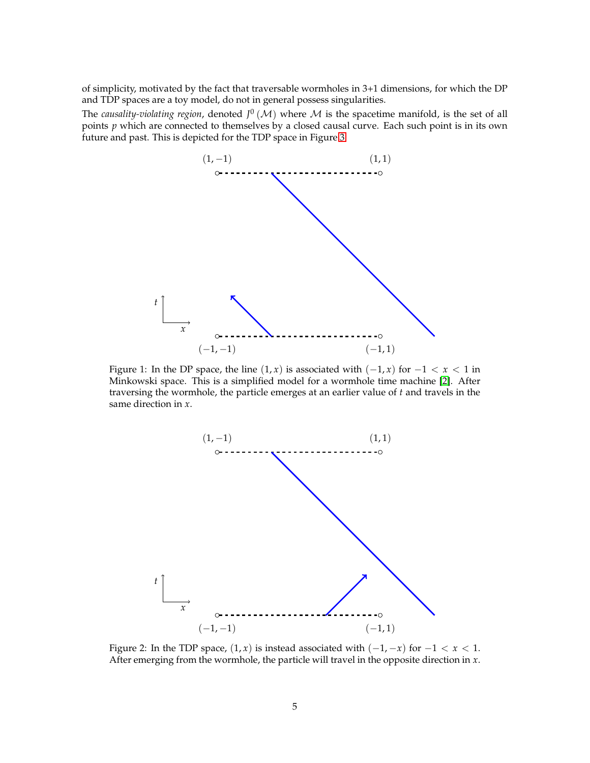of simplicity, motivated by the fact that traversable wormholes in 3+1 dimensions, for which the DP and TDP spaces are a toy model, do not in general possess singularities.

The *causality-violating region*, denoted $J^0(\mathcal{M})$ where $\mathcal{M}$ is the spacetime manifold, is the set of all points $p$ which are connected to themselves by a closed causal curve. Each such point is in its own future and past. This is depicted for the TDP space in Figure 3.

Figure 1: In the DP space, the line $(1, x)$ is associated with $(-1, x)$ for $-1 < x < 1$ in Minkowski space. This is a simplified model for a wormhole time machine [2]. After traversing the wormhole, the particle emerges at an earlier value of $t$ and travels in the same direction in $x$.

Figure 2: In the TDP space, $(1, x)$ is instead associated with $(-1, -x)$ for $-1 < x < 1$. After emerging from the wormhole, the particle will travel in the opposite direction in $x$.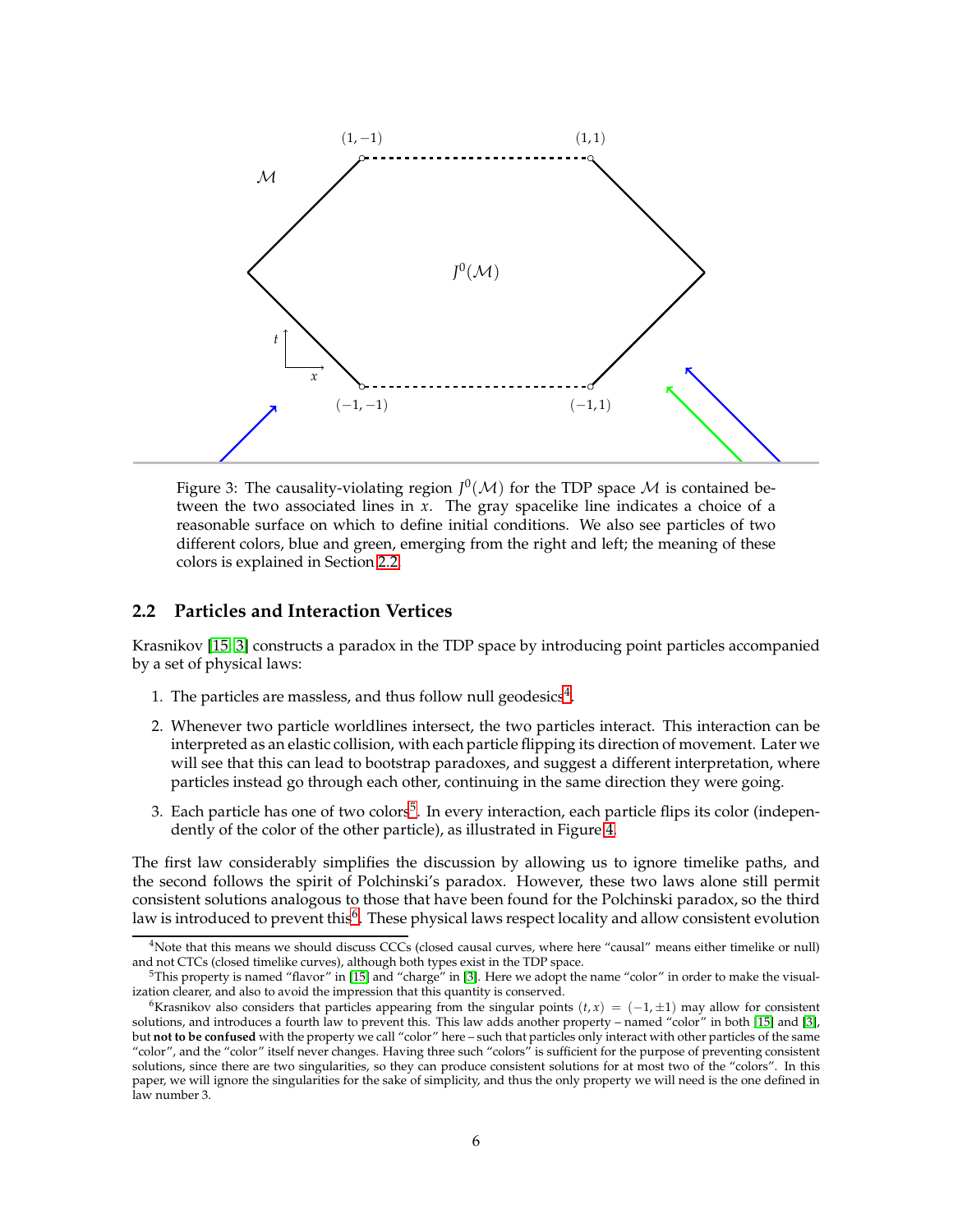Figure 3: The causality-violating region $J^0(\mathcal{M})$ for the TDP space $\mathcal{M}$ is contained between the two associated lines in $x$. The gray spacelike line indicates a choice of a reasonable surface on which to define initial conditions. We also see particles of two different colors, blue and green, emerging from the right and left; the meaning of these colors is explained in Section 2.2.

## 2.2 Particles and Interaction Vertices

Krasnikov [15, 3] constructs a paradox in the TDP space by introducing point particles accompanied by a set of physical laws:

1. The particles are massless, and thus follow null geodesics[4].
2. Whenever two particle worldlines intersect, the two particles interact. This interaction can be interpreted as an elastic collision, with each particle flipping its direction of movement. Later we will see that this can lead to bootstrap paradoxes, and suggest a different interpretation, where particles instead go through each other, continuing in the same direction they were going.
3. Each particle has one of two colors[5]. In every interaction, each particle flips its color (independently of the color of the other particle), as illustrated in Figure 4.

The first law considerably simplifies the discussion by allowing us to ignore timelike paths, and the second follows the spirit of Polchinski's paradox. However, these two laws alone still permit consistent solutions analogous to those that have been found for the Polchinski paradox, so the third law is introduced to prevent this[6]. These physical laws respect locality and allow consistent evolution

[4] Note that this means we should discuss CCCs (closed causal curves, where here "causal" means either timelike or null) and not CTCs (closed timelike curves), although both types exist in the TDP space.

[5] This property is named "flavor" in [15] and "charge" in [3]. Here we adopt the name "color" in order to make the visualization clearer, and also to avoid the impression that this quantity is conserved.

[6] Krasnikov also considers that particles appearing from the singular points $(t, x) = (-1, \pm 1)$ may allow for consistent solutions, and introduces a fourth law to prevent this. This law adds another property – named "color" in both [15] and [3], but **not to be confused** with the property we call "color" here – such that particles only interact with other particles of the same "color", and the "color" itself never changes. Having three such "colors" is sufficient for the purpose of preventing consistent solutions, since there are two singularities, so they can produce consistent solutions for at most two of the "colors". In this paper, we will ignore the singularities for the sake of simplicity, and thus the only property we will need is the one defined in law number 3.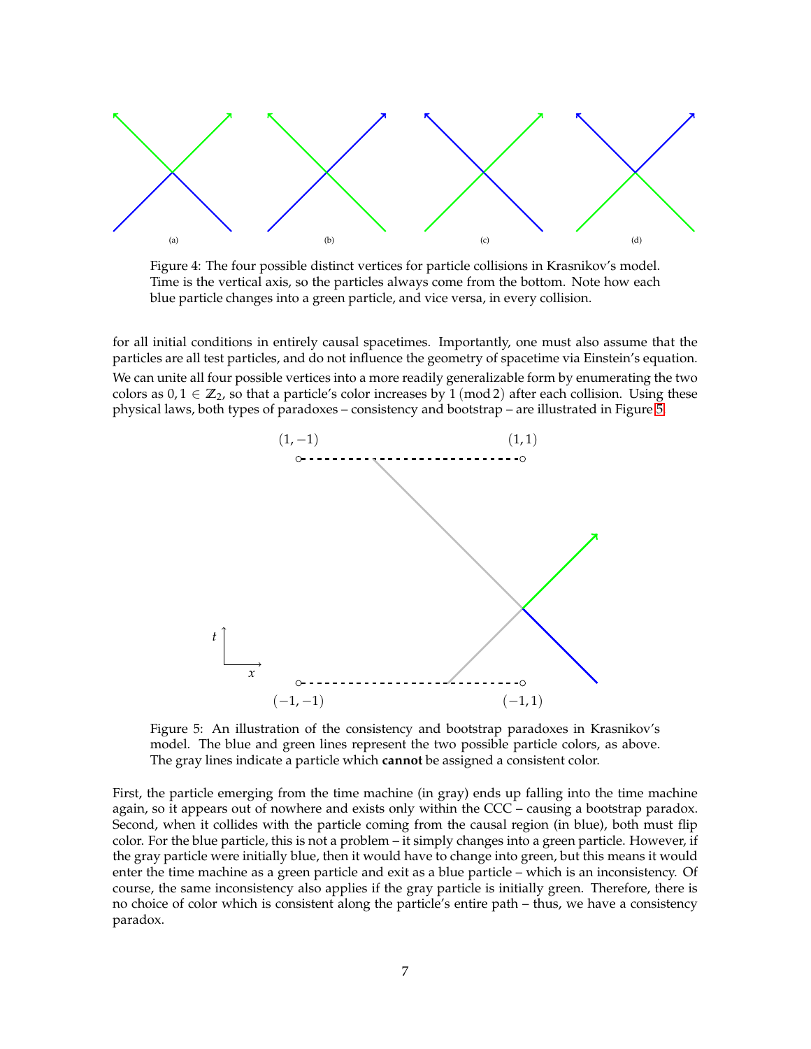(a) (b) (c) (d)

Figure 4: The four possible distinct vertices for particle collisions in Krasnikov's model. Time is the vertical axis, so the particles always come from the bottom. Note how each blue particle changes into a green particle, and vice versa, in every collision.

for all initial conditions in entirely causal spacetimes. Importantly, one must also assume that the particles are all test particles, and do not influence the geometry of spacetime via Einstein's equation.

We can unite all four possible vertices into a more readily generalizable form by enumerating the two colors as $0, 1 \in \mathbb{Z}_2$, so that a particle's color increases by $1 \pmod 2$ after each collision. Using these physical laws, both types of paradoxes – consistency and bootstrap – are illustrated in Figure 5.

$(1, -1)$ $(1, 1)$ $t$ $x$ $(-1, -1)$ $(-1, 1)$

Figure 5: An illustration of the consistency and bootstrap paradoxes in Krasnikov's model. The blue and green lines represent the two possible particle colors, as above. The gray lines indicate a particle which **cannot** be assigned a consistent color.

First, the particle emerging from the time machine (in gray) ends up falling into the time machine again, so it appears out of nowhere and exists only within the CCC – causing a bootstrap paradox. Second, when it collides with the particle coming from the causal region (in blue), both must flip color. For the blue particle, this is not a problem – it simply changes into a green particle. However, if the gray particle were initially blue, then it would have to change into green, but this means it would enter the time machine as a green particle and exit as a blue particle – which is an inconsistency. Of course, the same inconsistency also applies if the gray particle is initially green. Therefore, there is no choice of color which is consistent along the particle's entire path – thus, we have a consistency paradox.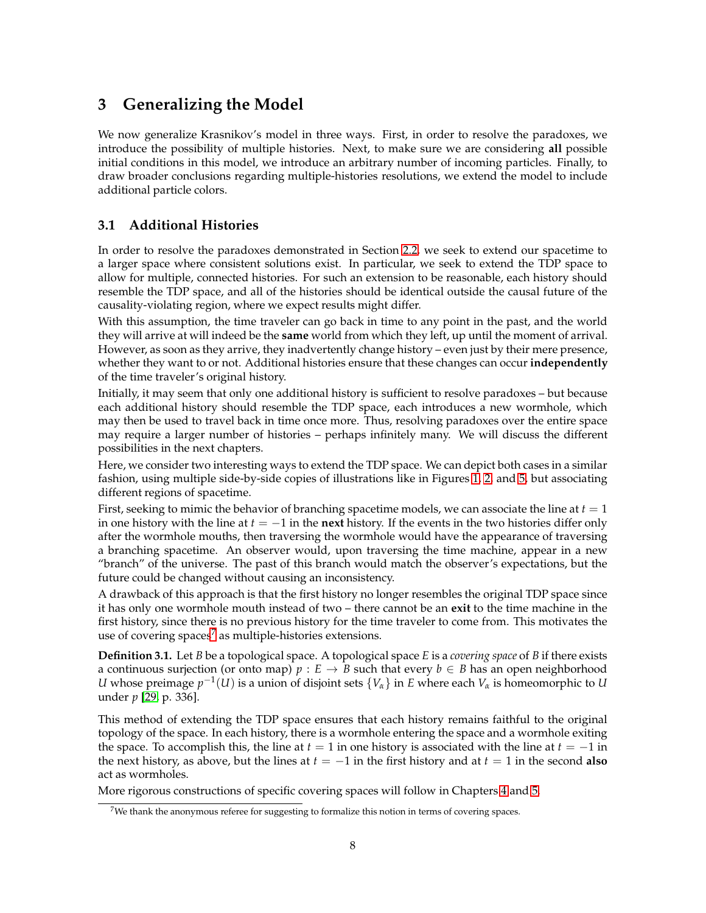# 3 Generalizing the Model

We now generalize Krasnikov's model in three ways. First, in order to resolve the paradoxes, we introduce the possibility of multiple histories. Next, to make sure we are considering **all** possible initial conditions in this model, we introduce an arbitrary number of incoming particles. Finally, to draw broader conclusions regarding multiple-histories resolutions, we extend the model to include additional particle colors.

## 3.1 Additional Histories

In order to resolve the paradoxes demonstrated in Section 2.2, we seek to extend our spacetime to a larger space where consistent solutions exist. In particular, we seek to extend the TDP space to allow for multiple, connected histories. For such an extension to be reasonable, each history should resemble the TDP space, and all of the histories should be identical outside the causal future of the causality-violating region, where we expect results might differ.

With this assumption, the time traveler can go back in time to any point in the past, and the world they will arrive at will indeed be the **same** world from which they left, up until the moment of arrival. However, as soon as they arrive, they inadvertently change history – even just by their mere presence, whether they want to or not. Additional histories ensure that these changes can occur **independently** of the time traveler's original history.

Initially, it may seem that only one additional history is sufficient to resolve paradoxes – but because each additional history should resemble the TDP space, each introduces a new wormhole, which may then be used to travel back in time once more. Thus, resolving paradoxes over the entire space may require a larger number of histories – perhaps infinitely many. We will discuss the different possibilities in the next chapters.

Here, we consider two interesting ways to extend the TDP space. We can depict both cases in a similar fashion, using multiple side-by-side copies of illustrations like in Figures 1, 2, and 5, but associating different regions of spacetime.

First, seeking to mimic the behavior of branching spacetime models, we can associate the line at $t = 1$ in one history with the line at $t = -1$ in the **next** history. If the events in the two histories differ only after the wormhole mouths, then traversing the wormhole would have the appearance of traversing a branching spacetime. An observer would, upon traversing the time machine, appear in a new "branch" of the universe. The past of this branch would match the observer's expectations, but the future could be changed without causing an inconsistency.

A drawback of this approach is that the first history no longer resembles the original TDP space since it has only one wormhole mouth instead of two – there cannot be an **exit** to the time machine in the first history, since there is no previous history for the time traveler to come from. This motivates the use of covering spaces[7] as multiple-histories extensions.

**Definition 3.1.** Let $B$ be a topological space. A topological space $E$ is a *covering space* of $B$ if there exists a continuous surjection (or onto map) $p : E \to B$ such that every $b \in B$ has an open neighborhood $U$ whose preimage $p^{-1}(U)$ is a union of disjoint sets $\{V_\alpha\}$ in $E$ where each $V_\alpha$ is homeomorphic to $U$ under $p$ [29, p. 336].

This method of extending the TDP space ensures that each history remains faithful to the original topology of the space. In each history, there is a wormhole entering the space and a wormhole exiting the space. To accomplish this, the line at $t = 1$ in one history is associated with the line at $t = -1$ in the next history, as above, but the lines at $t = -1$ in the first history and at $t = 1$ in the second **also** act as wormholes.

More rigorous constructions of specific covering spaces will follow in Chapters 4 and 5.

[7] We thank the anonymous referee for suggesting to formalize this notion in terms of covering spaces.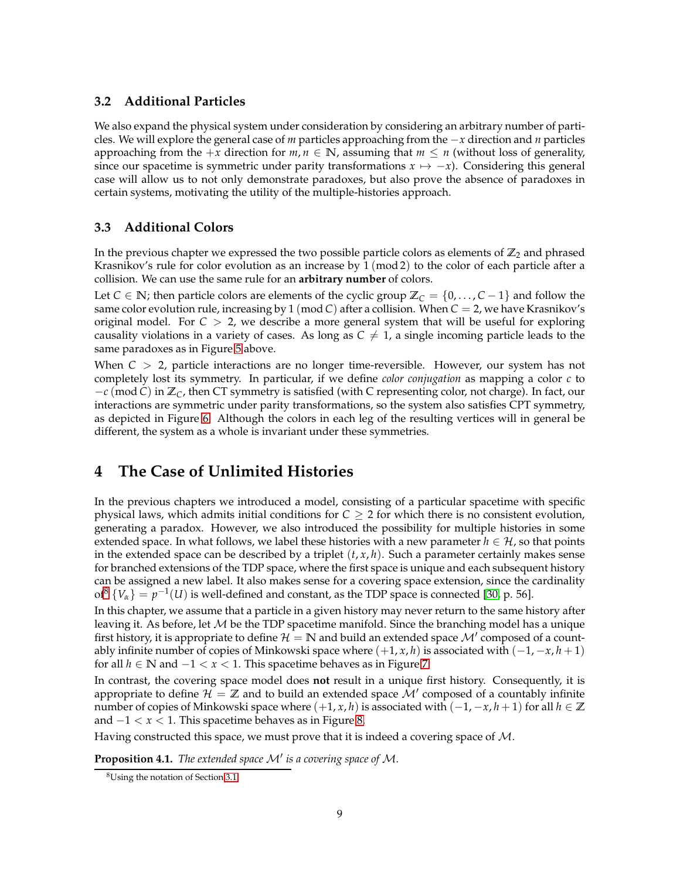### 3.2 Additional Particles

We also expand the physical system under consideration by considering an arbitrary number of particles. We will explore the general case of $m$ particles approaching from the $-x$ direction and $n$ particles approaching from the $+x$ direction for $m, n \in \mathbb{N}$, assuming that $m \leq n$ (without loss of generality, since our spacetime is symmetric under parity transformations $x \mapsto -x$). Considering this general case will allow us to not only demonstrate paradoxes, but also prove the absence of paradoxes in certain systems, motivating the utility of the multiple-histories approach.

### 3.3 Additional Colors

In the previous chapter we expressed the two possible particle colors as elements of $\mathbb{Z}_2$ and phrased Krasnikov's rule for color evolution as an increase by $1 \pmod 2$ to the color of each particle after a collision. We can use the same rule for an **arbitrary number** of colors.

Let $C \in \mathbb{N}$; then particle colors are elements of the cyclic group $\mathbb{Z}_C = \{0, \ldots, C-1\}$ and follow the same color evolution rule, increasing by $1 \pmod C$ after a collision. When $C = 2$, we have Krasnikov's original model. For $C > 2$, we describe a more general system that will be useful for exploring causality violations in a variety of cases. As long as $C \neq 1$, a single incoming particle leads to the same paradoxes as in Figure 5 above.

When $C > 2$, particle interactions are no longer time-reversible. However, our system has not completely lost its symmetry. In particular, if we define *color conjugation* as mapping a color $c$ to $-c \pmod C$ in $\mathbb{Z}_C$, then CT symmetry is satisfied (with C representing color, not charge). In fact, our interactions are symmetric under parity transformations, so the system also satisfies CPT symmetry, as depicted in Figure 6. Although the colors in each leg of the resulting vertices will in general be different, the system as a whole is invariant under these symmetries.

## 4 The Case of Unlimited Histories

In the previous chapters we introduced a model, consisting of a particular spacetime with specific physical laws, which admits initial conditions for $C \geq 2$ for which there is no consistent evolution, generating a paradox. However, we also introduced the possibility for multiple histories in some extended space. In what follows, we label these histories with a new parameter $h \in \mathcal{H}$, so that points in the extended space can be described by a triplet $(t, x, h)$. Such a parameter certainly makes sense for branched extensions of the TDP space, where the first space is unique and each subsequent history can be assigned a new label. It also makes sense for a covering space extension, since the cardinality of[8] $\{V_\alpha\} = p^{-1}(U)$ is well-defined and constant, as the TDP space is connected [30, p. 56].

In this chapter, we assume that a particle in a given history may never return to the same history after leaving it. As before, let $\mathcal{M}$ be the TDP spacetime manifold. Since the branching model has a unique first history, it is appropriate to define $\mathcal{H} = \mathbb{N}$ and build an extended space $\mathcal{M}'$ composed of a countably infinite number of copies of Minkowski space where $(+1, x, h)$ is associated with $(-1, -x, h+1)$ for all $h \in \mathbb{N}$ and $-1 < x < 1$. This spacetime behaves as in Figure 7.

In contrast, the covering space model does **not** result in a unique first history. Consequently, it is appropriate to define $\mathcal{H} = \mathbb{Z}$ and to build an extended space $\mathcal{M}'$ composed of a countably infinite number of copies of Minkowski space where $(+1, x, h)$ is associated with $(-1, -x, h+1)$ for all $h \in \mathbb{Z}$ and $-1 < x < 1$. This spacetime behaves as in Figure 8.

Having constructed this space, we must prove that it is indeed a covering space of $\mathcal{M}$.

**Proposition 4.1.** *The extended space $\mathcal{M}'$ is a covering space of $\mathcal{M}$.*

[8] Using the notation of Section 3.1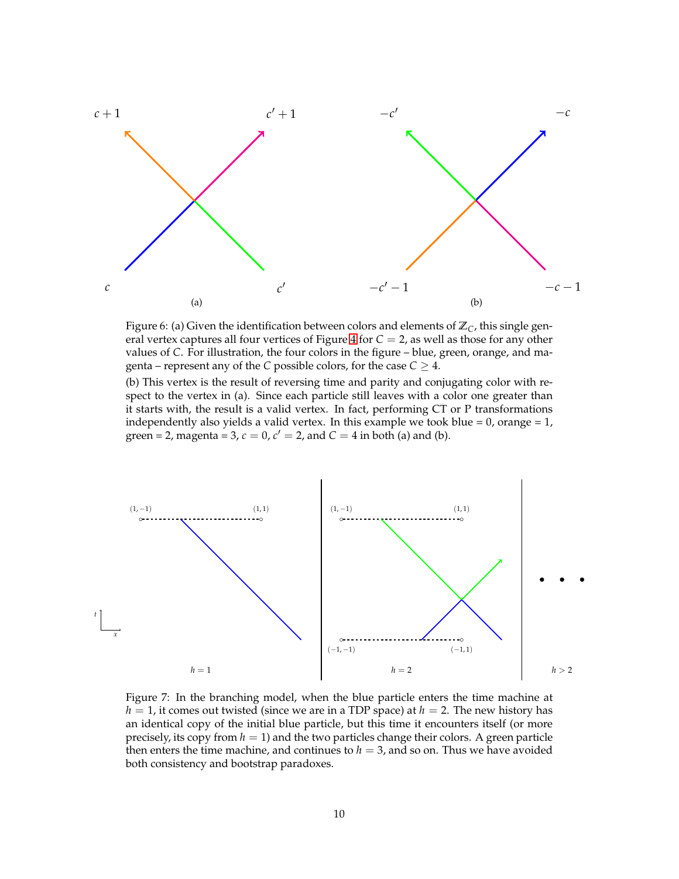Figure 6: (a) Given the identification between colors and elements of $\mathbb{Z}_C$, this single general vertex captures all four vertices of Figure 4 for $C = 2$, as well as those for any other values of $C$. For illustration, the four colors in the figure – blue, green, orange, and magenta – represent any of the $C$ possible colors, for the case $C \geq 4$.

(b) This vertex is the result of reversing time and parity and conjugating color with respect to the vertex in (a). Since each particle still leaves with a color one greater than it starts with, the result is a valid vertex. In fact, performing CT or P transformations independently also yields a valid vertex. In this example we took blue = 0, orange = 1, green = 2, magenta = 3, $c = 0$, $c' = 2$, and $C = 4$ in both (a) and (b).

Figure 7: In the branching model, when the blue particle enters the time machine at $h = 1$, it comes out twisted (since we are in a TDP space) at $h = 2$. The new history has an identical copy of the initial blue particle, but this time it encounters itself (or more precisely, its copy from $h = 1$) and the two particles change their colors. A green particle then enters the time machine, and continues to $h = 3$, and so on. Thus we have avoided both consistency and bootstrap paradoxes.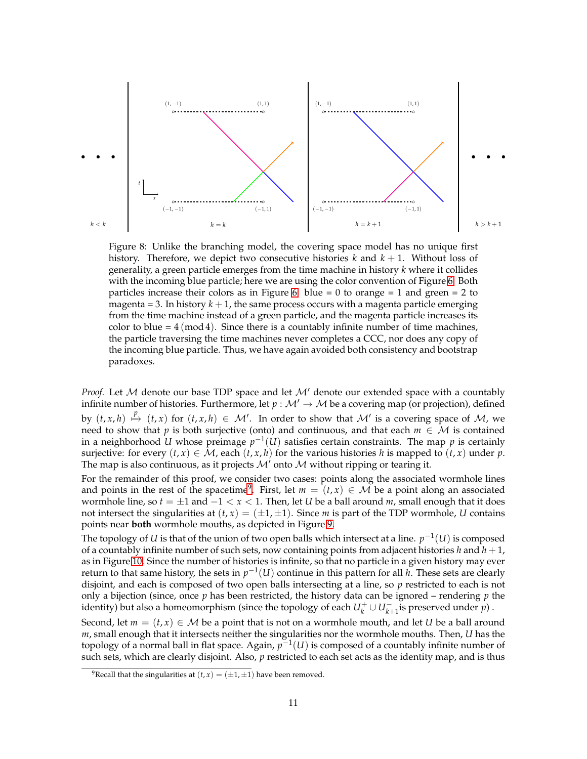Figure 8: Unlike the branching model, the covering space model has no unique first history. Therefore, we depict two consecutive histories $k$ and $k+1$. Without loss of generality, a green particle emerges from the time machine in history $k$ where it collides with the incoming blue particle; here we are using the color convention of Figure 6. Both particles increase their colors as in Figure 6: blue = 0 to orange = 1 and green = 2 to magenta = 3. In history $k+1$, the same process occurs with a magenta particle emerging from the time machine instead of a green particle, and the magenta particle increases its color to blue = $4 \pmod 4$. Since there is a countably infinite number of time machines, the particle traversing the time machines never completes a CCC, nor does any copy of the incoming blue particle. Thus, we have again avoided both consistency and bootstrap paradoxes.

*Proof.* Let $\mathcal{M}$ denote our base TDP space and let $\mathcal{M}'$ denote our extended space with a countably infinite number of histories. Furthermore, let $p : \mathcal{M}' \to \mathcal{M}$ be a covering map (or projection), defined by $(t, x, h) \overset{p}{\mapsto} (t, x)$ for $(t, x, h) \in \mathcal{M}'$. In order to show that $\mathcal{M}'$ is a covering space of $\mathcal{M}$, we need to show that $p$ is both surjective (onto) and continuous, and that each $m \in \mathcal{M}$ is contained in a neighborhood $U$ whose preimage $p^{-1}(U)$ satisfies certain constraints. The map $p$ is certainly surjective: for every $(t, x) \in \mathcal{M}$, each $(t, x, h)$ for the various histories $h$ is mapped to $(t, x)$ under $p$. The map is also continuous, as it projects $\mathcal{M}'$ onto $\mathcal{M}$ without ripping or tearing it.

For the remainder of this proof, we consider two cases: points along the associated wormhole lines and points in the rest of the spacetime[9]. First, let $m = (t, x) \in \mathcal{M}$ be a point along an associated wormhole line, so $t = \pm 1$ and $-1 < x < 1$. Then, let $U$ be a ball around $m$, small enough that it does not intersect the singularities at $(t, x) = (\pm 1, \pm 1)$. Since $m$ is part of the TDP wormhole, $U$ contains points near **both** wormhole mouths, as depicted in Figure 9.

The topology of $U$ is that of the union of two open balls which intersect at a line. $p^{-1}(U)$ is composed of a countably infinite number of such sets, now containing points from adjacent histories $h$ and $h+1$, as in Figure 10. Since the number of histories is infinite, so that no particle in a given history may ever return to that same history, the sets in $p^{-1}(U)$ continue in this pattern for all $h$. These sets are clearly disjoint, and each is composed of two open balls intersecting at a line, so $p$ restricted to each is not only a bijection (since, once $p$ has been restricted, the history data can be ignored – rendering $p$ the identity) but also a homeomorphism (since the topology of each $U_k^+ \cup U_{k+1}^-$ is preserved under $p$) .

Second, let $m = (t, x) \in \mathcal{M}$ be a point that is not on a wormhole mouth, and let $U$ be a ball around $m$, small enough that it intersects neither the singularities nor the wormhole mouths. Then, $U$ has the topology of a normal ball in flat space. Again, $p^{-1}(U)$ is composed of a countably infinite number of such sets, which are clearly disjoint. Also, $p$ restricted to each set acts as the identity map, and is thus

[9] Recall that the singularities at $(t, x) = (\pm 1, \pm 1)$ have been removed.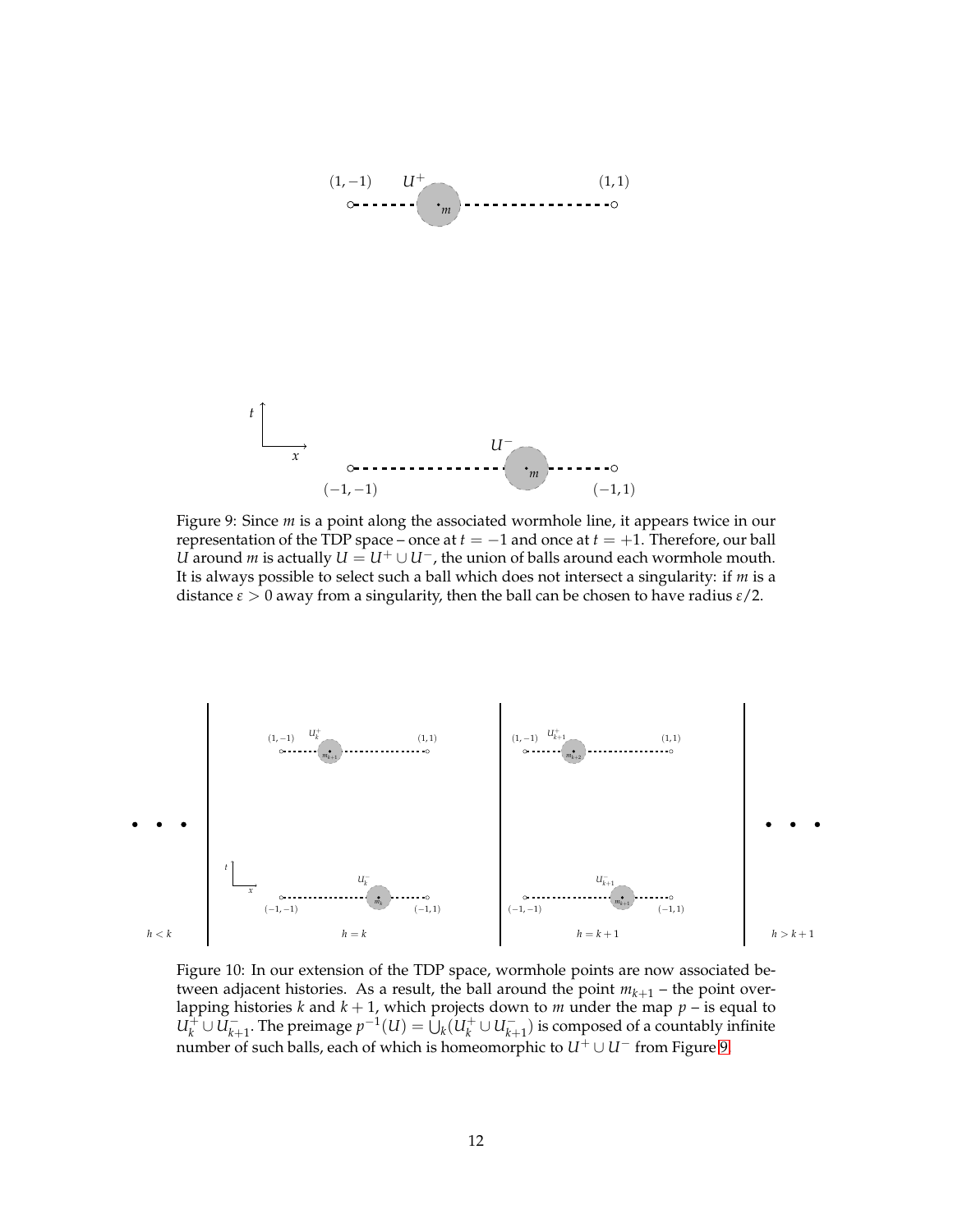Figure 9: Since $m$ is a point along the associated wormhole line, it appears twice in our representation of the TDP space – once at $t = -1$ and once at $t = +1$. Therefore, our ball $U$ around $m$ is actually $U = U^+ \cup U^-$, the union of balls around each wormhole mouth. It is always possible to select such a ball which does not intersect a singularity: if $m$ is a distance $\varepsilon > 0$ away from a singularity, then the ball can be chosen to have radius $\varepsilon/2$.

Figure 10: In our extension of the TDP space, wormhole points are now associated between adjacent histories. As a result, the ball around the point $m_{k+1}$ – the point overlapping histories $k$ and $k+1$, which projects down to $m$ under the map $p$ – is equal to $U_k^+ \cup U_{k+1}^-$. The preimage $p^{-1}(U) = \bigcup_k (U_k^+ \cup U_{k+1}^-)$ is composed of a countably infinite number of such balls, each of which is homeomorphic to $U^+ \cup U^-$ from Figure 9.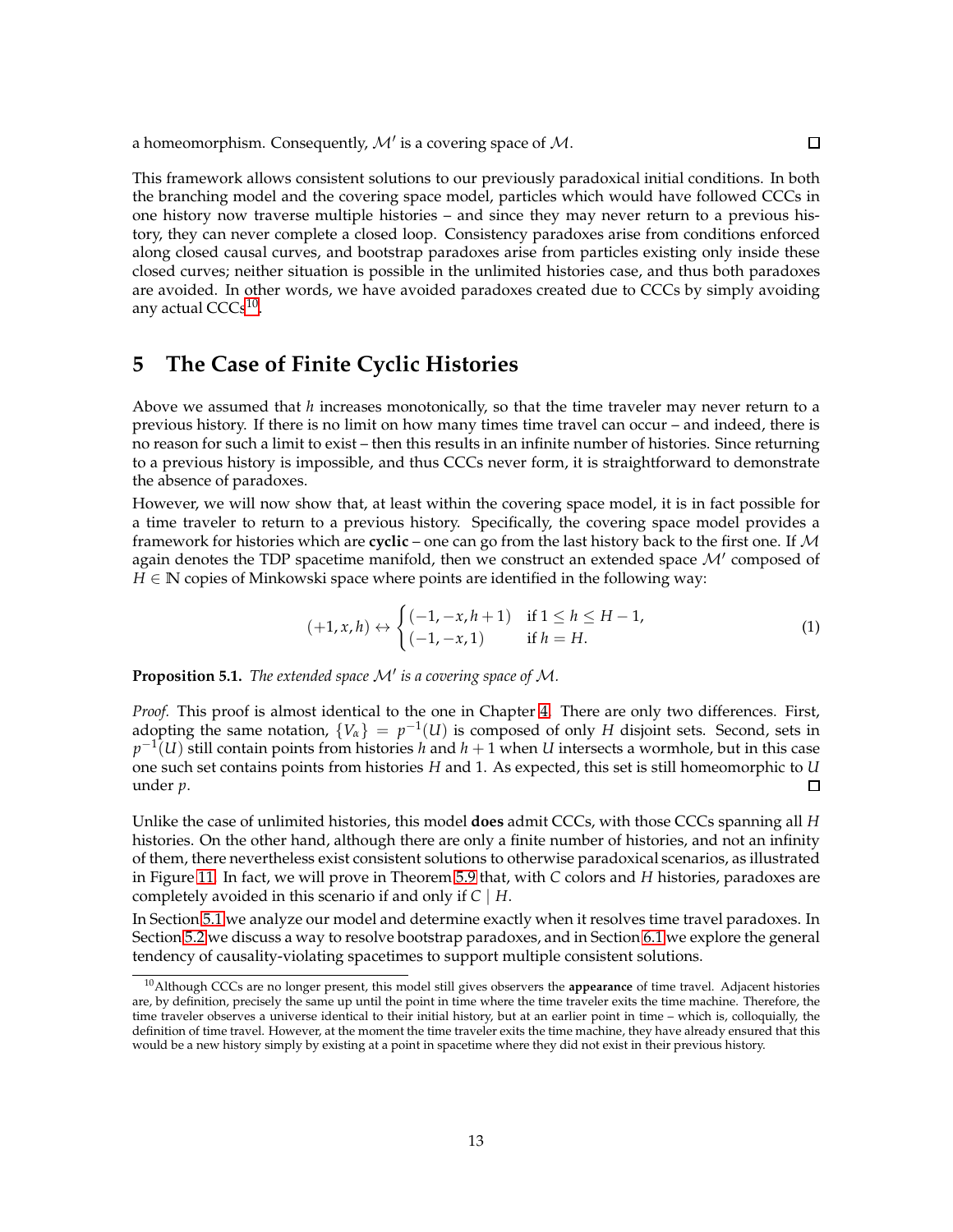a homeomorphism. Consequently, $\mathcal{M}'$ is a covering space of $\mathcal{M}$. □

This framework allows consistent solutions to our previously paradoxical initial conditions. In both the branching model and the covering space model, particles which would have followed CCCs in one history now traverse multiple histories – and since they may never return to a previous history, they can never complete a closed loop. Consistency paradoxes arise from conditions enforced along closed causal curves, and bootstrap paradoxes arise from particles existing only inside these closed curves; neither situation is possible in the unlimited histories case, and thus both paradoxes are avoided. In other words, we have avoided paradoxes created due to CCCs by simply avoiding any actual CCCs[10].

# 5 The Case of Finite Cyclic Histories

Above we assumed that $h$ increases monotonically, so that the time traveler may never return to a previous history. If there is no limit on how many times time travel can occur – and indeed, there is no reason for such a limit to exist – then this results in an infinite number of histories. Since returning to a previous history is impossible, and thus CCCs never form, it is straightforward to demonstrate the absence of paradoxes.

However, we will now show that, at least within the covering space model, it is in fact possible for a time traveler to return to a previous history. Specifically, the covering space model provides a framework for histories which are **cyclic** – one can go from the last history back to the first one. If $\mathcal{M}$ again denotes the TDP spacetime manifold, then we construct an extended space $\mathcal{M}'$ composed of $H \in \mathbb{N}$ copies of Minkowski space where points are identified in the following way:

$$(+1, x, h) \leftrightarrow \begin{cases} (-1, -x, h+1) & \text{if } 1 \leq h \leq H-1, \\ (-1, -x, 1) & \text{if } h = H. \end{cases} \tag{1}$$

**Proposition 5.1.** *The extended space $\mathcal{M}'$ is a covering space of $\mathcal{M}$.*

*Proof.* This proof is almost identical to the one in Chapter 4. There are only two differences. First, adopting the same notation, $\{V_\alpha\} = p^{-1}(U)$ is composed of only $H$ disjoint sets. Second, sets in $p^{-1}(U)$ still contain points from histories $h$ and $h+1$ when $U$ intersects a wormhole, but in this case one such set contains points from histories $H$ and 1. As expected, this set is still homeomorphic to $U$ under $p$. □

Unlike the case of unlimited histories, this model **does** admit CCCs, with those CCCs spanning all $H$ histories. On the other hand, although there are only a finite number of histories, and not an infinity of them, there nevertheless exist consistent solutions to otherwise paradoxical scenarios, as illustrated in Figure 11. In fact, we will prove in Theorem 5.9 that, with $C$ colors and $H$ histories, paradoxes are completely avoided in this scenario if and only if $C \mid H$.

In Section 5.1 we analyze our model and determine exactly when it resolves time travel paradoxes. In Section 5.2 we discuss a way to resolve bootstrap paradoxes, and in Section 6.1 we explore the general tendency of causality-violating spacetimes to support multiple consistent solutions.

[10] Although CCCs are no longer present, this model still gives observers the **appearance** of time travel. Adjacent histories are, by definition, precisely the same up until the point in time where the time traveler exits the time machine. Therefore, the time traveler observes a universe identical to their initial history, but at an earlier point in time – which is, colloquially, the definition of time travel. However, at the moment the time traveler exits the time machine, they have already ensured that this would be a new history simply by existing at a point in spacetime where they did not exist in their previous history.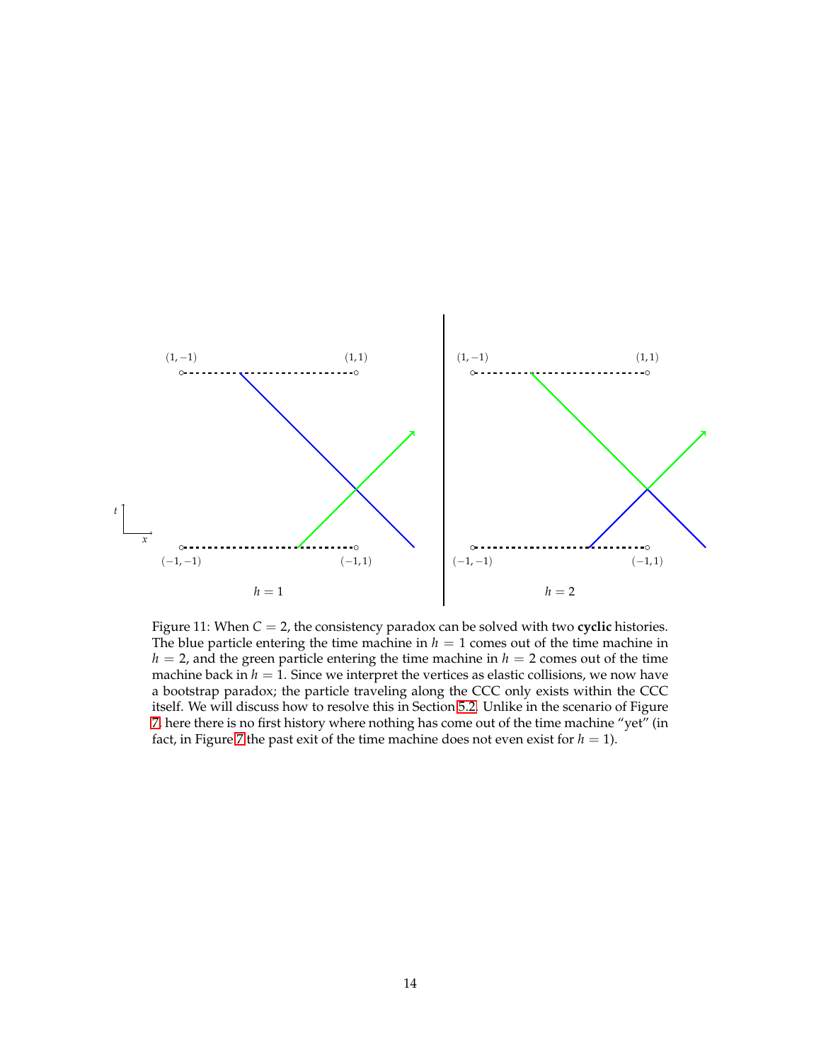Figure 11: When $C = 2$, the consistency paradox can be solved with two **cyclic** histories. The blue particle entering the time machine in $h = 1$ comes out of the time machine in $h = 2$, and the green particle entering the time machine in $h = 2$ comes out of the time machine back in $h = 1$. Since we interpret the vertices as elastic collisions, we now have a bootstrap paradox; the particle traveling along the CCC only exists within the CCC itself. We will discuss how to resolve this in Section 5.2. Unlike in the scenario of Figure 7, here there is no first history where nothing has come out of the time machine "yet" (in fact, in Figure 7 the past exit of the time machine does not even exist for $h = 1$).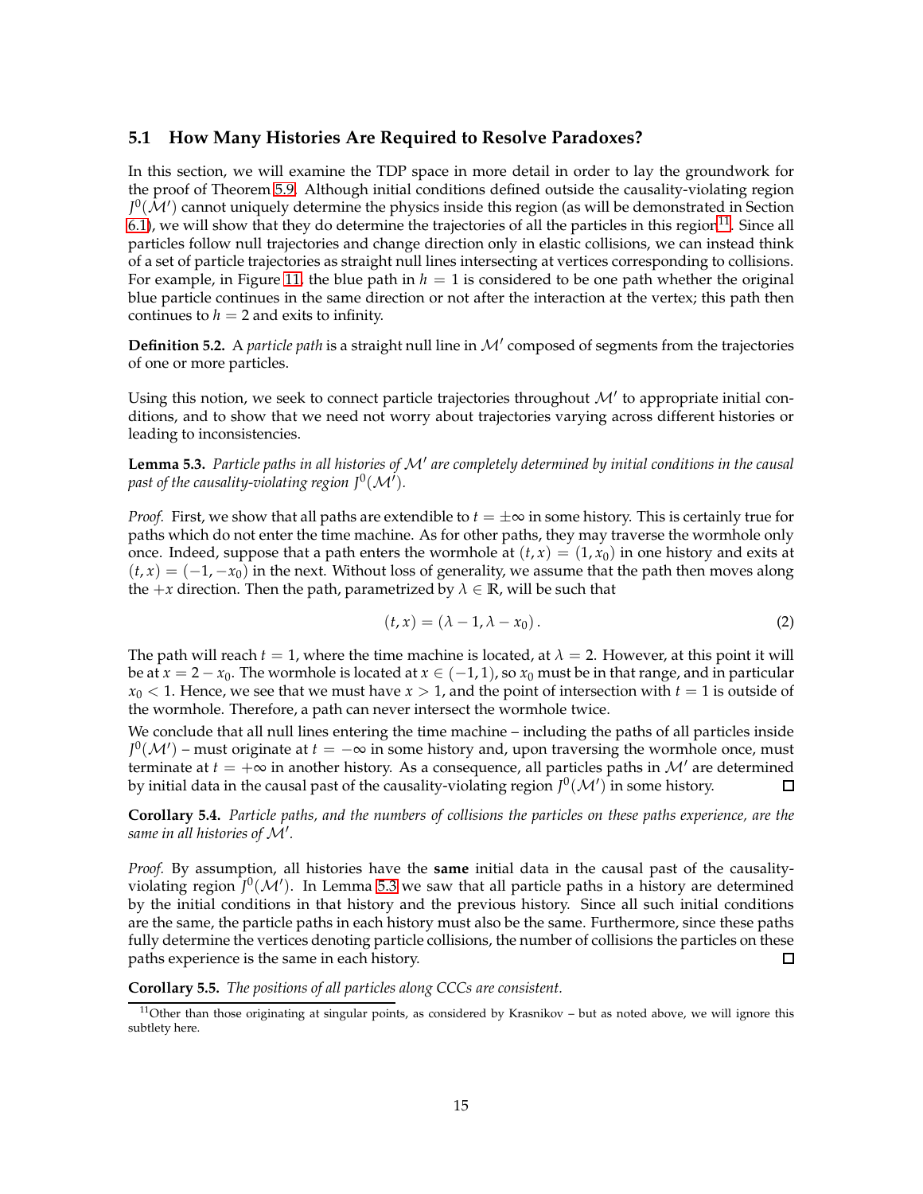### 5.1 How Many Histories Are Required to Resolve Paradoxes?

In this section, we will examine the TDP space in more detail in order to lay the groundwork for the proof of Theorem 5.9. Although initial conditions defined outside the causality-violating region $J^0(\mathcal{M}')$ cannot uniquely determine the physics inside this region (as will be demonstrated in Section 6.1), we will show that they do determine the trajectories of all the particles in this region[11]. Since all particles follow null trajectories and change direction only in elastic collisions, we can instead think of a set of particle trajectories as straight null lines intersecting at vertices corresponding to collisions. For example, in Figure 11, the blue path in $h = 1$ is considered to be one path whether the original blue particle continues in the same direction or not after the interaction at the vertex; this path then continues to $h = 2$ and exits to infinity.

**Definition 5.2.** A *particle path* is a straight null line in $\mathcal{M}'$ composed of segments from the trajectories of one or more particles.

Using this notion, we seek to connect particle trajectories throughout $\mathcal{M}'$ to appropriate initial conditions, and to show that we need not worry about trajectories varying across different histories or leading to inconsistencies.

**Lemma 5.3.** *Particle paths in all histories of $\mathcal{M}'$ are completely determined by initial conditions in the causal past of the causality-violating region $J^0(\mathcal{M}')$.*

*Proof.* First, we show that all paths are extendible to $t = \pm\infty$ in some history. This is certainly true for paths which do not enter the time machine. As for other paths, they may traverse the wormhole only once. Indeed, suppose that a path enters the wormhole at $(t, x) = (1, x_0)$ in one history and exits at $(t, x) = (-1, -x_0)$ in the next. Without loss of generality, we assume that the path then moves along the $+x$ direction. Then the path, parametrized by $\lambda \in \mathbb{R}$, will be such that

$$(t, x) = (\lambda - 1, \lambda - x_0)\,. \tag{2}$$

The path will reach $t = 1$, where the time machine is located, at $\lambda = 2$. However, at this point it will be at $x = 2 - x_0$. The wormhole is located at $x \in (-1, 1)$, so $x_0$ must be in that range, and in particular $x_0 < 1$. Hence, we see that we must have $x > 1$, and the point of intersection with $t = 1$ is outside of the wormhole. Therefore, a path can never intersect the wormhole twice.

We conclude that all null lines entering the time machine – including the paths of all particles inside $J^0(\mathcal{M}')$ – must originate at $t = -\infty$ in some history and, upon traversing the wormhole once, must terminate at $t = +\infty$ in another history. As a consequence, all particles paths in $\mathcal{M}'$ are determined by initial data in the causal past of the causality-violating region $J^0(\mathcal{M}')$ in some history. □

**Corollary 5.4.** *Particle paths, and the numbers of collisions the particles on these paths experience, are the same in all histories of $\mathcal{M}'$.*

*Proof.* By assumption, all histories have the **same** initial data in the causal past of the causality-violating region $J^0(\mathcal{M}')$. In Lemma 5.3 we saw that all particle paths in a history are determined by the initial conditions in that history and the previous history. Since all such initial conditions are the same, the particle paths in each history must also be the same. Furthermore, since these paths fully determine the vertices denoting particle collisions, the number of collisions the particles on these paths experience is the same in each history. □

**Corollary 5.5.** *The positions of all particles along CCCs are consistent.*

[11] Other than those originating at singular points, as considered by Krasnikov – but as noted above, we will ignore this subtlety here.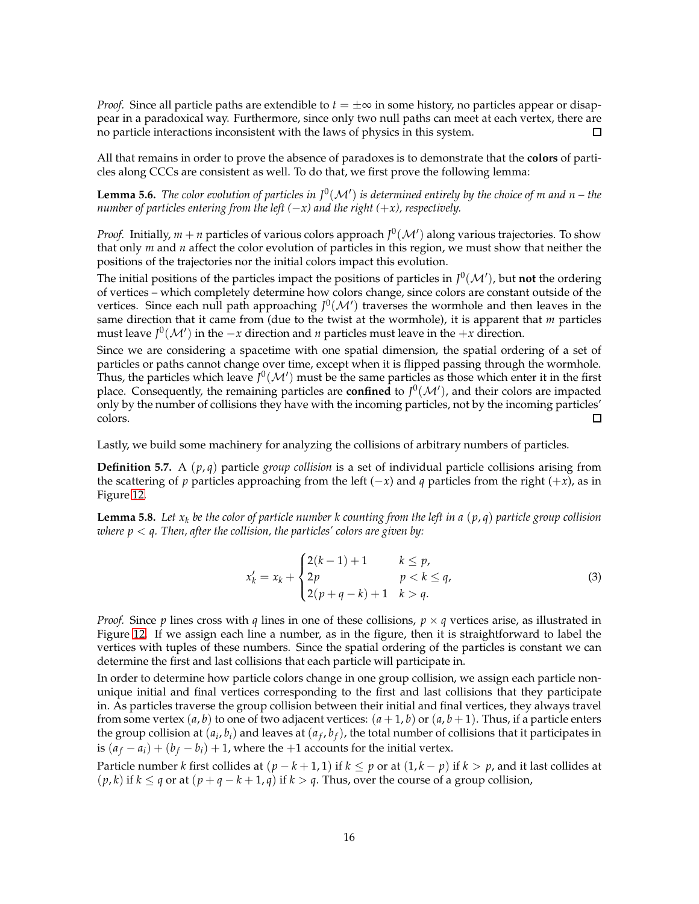*Proof.* Since all particle paths are extendible to $t = \pm\infty$ in some history, no particles appear or disappear in a paradoxical way. Furthermore, since only two null paths can meet at each vertex, there are no particle interactions inconsistent with the laws of physics in this system. □

All that remains in order to prove the absence of paradoxes is to demonstrate that the **colors** of particles along CCCs are consistent as well. To do that, we first prove the following lemma:

**Lemma 5.6.** *The color evolution of particles in $J^0(\mathcal{M}')$ is determined entirely by the choice of $m$ and $n$ – the number of particles entering from the left ($-x$) and the right ($+x$), respectively.*

*Proof.* Initially, $m + n$ particles of various colors approach $J^0(\mathcal{M}')$ along various trajectories. To show that only $m$ and $n$ affect the color evolution of particles in this region, we must show that neither the positions of the trajectories nor the initial colors impact this evolution.

The initial positions of the particles impact the positions of particles in $J^0(\mathcal{M}')$, but **not** the ordering of vertices – which completely determine how colors change, since colors are constant outside of the vertices. Since each null path approaching $J^0(\mathcal{M}')$ traverses the wormhole and then leaves in the same direction that it came from (due to the twist at the wormhole), it is apparent that $m$ particles must leave $J^0(\mathcal{M}')$ in the $-x$ direction and $n$ particles must leave in the $+x$ direction.

Since we are considering a spacetime with one spatial dimension, the spatial ordering of a set of particles or paths cannot change over time, except when it is flipped passing through the wormhole. Thus, the particles which leave $J^0(\mathcal{M}')$ must be the same particles as those which enter it in the first place. Consequently, the remaining particles are **confined** to $J^0(\mathcal{M}')$, and their colors are impacted only by the number of collisions they have with the incoming particles, not by the incoming particles' colors. □

Lastly, we build some machinery for analyzing the collisions of arbitrary numbers of particles.

**Definition 5.7.** A $(p, q)$ particle *group collision* is a set of individual particle collisions arising from the scattering of $p$ particles approaching from the left ($-x$) and $q$ particles from the right ($+x$), as in Figure 12.

**Lemma 5.8.** *Let $x_k$ be the color of particle number $k$ counting from the left in a $(p, q)$ particle group collision where $p < q$. Then, after the collision, the particles' colors are given by:*

$$x'_k = x_k + \begin{cases} 2(k-1)+1 & k \leq p, \\ 2p & p < k \leq q, \\ 2(p+q-k)+1 & k > q. \end{cases} \tag{3}$$

*Proof.* Since $p$ lines cross with $q$ lines in one of these collisions, $p \times q$ vertices arise, as illustrated in Figure 12. If we assign each line a number, as in the figure, then it is straightforward to label the vertices with tuples of these numbers. Since the spatial ordering of the particles is constant we can determine the first and last collisions that each particle will participate in.

In order to determine how particle colors change in one group collision, we assign each particle non-unique initial and final vertices corresponding to the first and last collisions that they participate in. As particles traverse the group collision between their initial and final vertices, they always travel from some vertex $(a, b)$ to one of two adjacent vertices: $(a + 1, b)$ or $(a, b + 1)$. Thus, if a particle enters the group collision at $(a_i, b_i)$ and leaves at $(a_f, b_f)$, the total number of collisions that it participates in is $(a_f - a_i) + (b_f - b_i) + 1$, where the $+1$ accounts for the initial vertex.

Particle number $k$ first collides at $(p - k + 1, 1)$ if $k \leq p$ or at $(1, k - p)$ if $k > p$, and it last collides at $(p, k)$ if $k \leq q$ or at $(p + q - k + 1, q)$ if $k > q$. Thus, over the course of a group collision,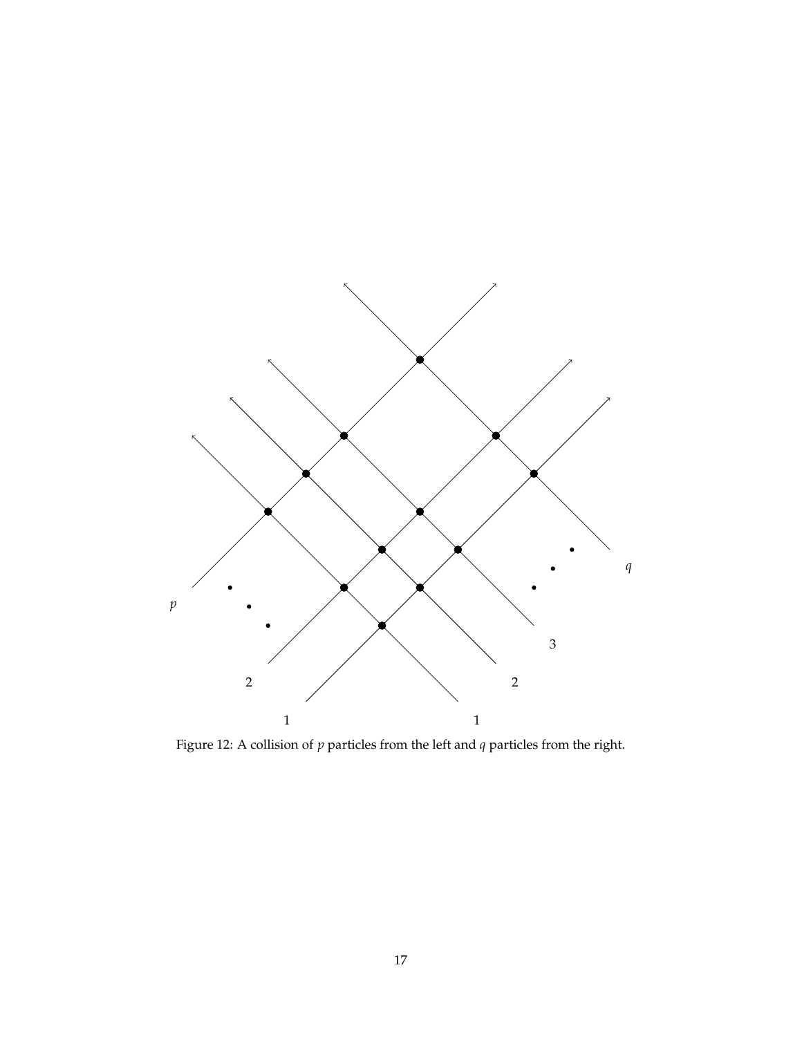Figure 12: A collision of $p$ particles from the left and $q$ particles from the right.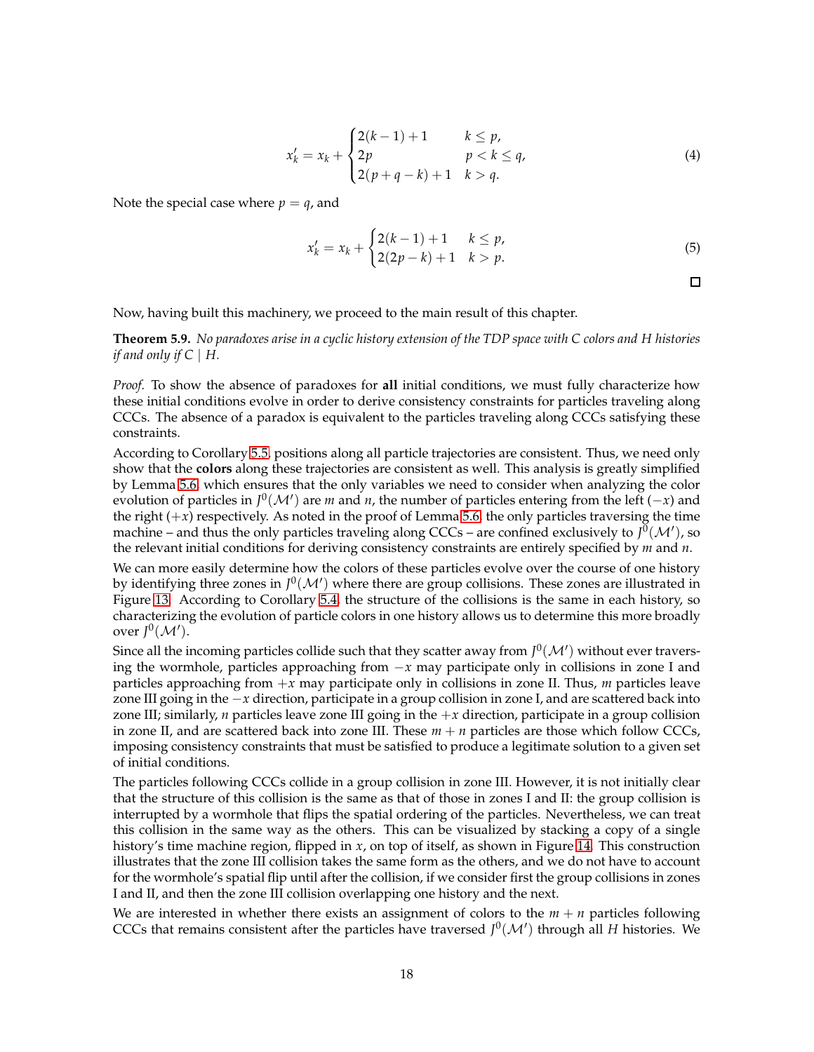$$
x'_k = x_k + \begin{cases} 2(k-1)+1 & k \le p, \\ 2p & p < k \le q, \\ 2(p+q-k)+1 & k > q. \end{cases} \tag{4}
$$

Note the special case where $p = q$, and

$$
x'_k = x_k + \begin{cases} 2(k-1)+1 & k \le p, \\ 2(2p-k)+1 & k > p. \end{cases} \tag{5}
$$

□

Now, having built this machinery, we proceed to the main result of this chapter.

**Theorem 5.9.** *No paradoxes arise in a cyclic history extension of the TDP space with $C$ colors and $H$ histories if and only if $C \mid H$.*

*Proof.* To show the absence of paradoxes for **all** initial conditions, we must fully characterize how these initial conditions evolve in order to derive consistency constraints for particles traveling along CCCs. The absence of a paradox is equivalent to the particles traveling along CCCs satisfying these constraints.

According to Corollary 5.5, positions along all particle trajectories are consistent. Thus, we need only show that the **colors** along these trajectories are consistent as well. This analysis is greatly simplified by Lemma 5.6, which ensures that the only variables we need to consider when analyzing the color evolution of particles in $J^0(\mathcal{M}')$ are $m$ and $n$, the number of particles entering from the left ($-x$) and the right ($+x$) respectively. As noted in the proof of Lemma 5.6, the only particles traversing the time machine – and thus the only particles traveling along CCCs – are confined exclusively to $J^0(\mathcal{M}')$, so the relevant initial conditions for deriving consistency constraints are entirely specified by $m$ and $n$.

We can more easily determine how the colors of these particles evolve over the course of one history by identifying three zones in $J^0(\mathcal{M}')$ where there are group collisions. These zones are illustrated in Figure 13. According to Corollary 5.4, the structure of the collisions is the same in each history, so characterizing the evolution of particle colors in one history allows us to determine this more broadly over $J^0(\mathcal{M}')$.

Since all the incoming particles collide such that they scatter away from $J^0(\mathcal{M}')$ without ever traversing the wormhole, particles approaching from $-x$ may participate only in collisions in zone I and particles approaching from $+x$ may participate only in collisions in zone II. Thus, $m$ particles leave zone III going in the $-x$ direction, participate in a group collision in zone I, and are scattered back into zone III; similarly, $n$ particles leave zone III going in the $+x$ direction, participate in a group collision in zone II, and are scattered back into zone III. These $m + n$ particles are those which follow CCCs, imposing consistency constraints that must be satisfied to produce a legitimate solution to a given set of initial conditions.

The particles following CCCs collide in a group collision in zone III. However, it is not initially clear that the structure of this collision is the same as that of those in zones I and II: the group collision is interrupted by a wormhole that flips the spatial ordering of the particles. Nevertheless, we can treat this collision in the same way as the others. This can be visualized by stacking a copy of a single history's time machine region, flipped in $x$, on top of itself, as shown in Figure 14. This construction illustrates that the zone III collision takes the same form as the others, and we do not have to account for the wormhole's spatial flip until after the collision, if we consider first the group collisions in zones I and II, and then the zone III collision overlapping one history and the next.

We are interested in whether there exists an assignment of colors to the $m + n$ particles following CCCs that remains consistent after the particles have traversed $J^0(\mathcal{M}')$ through all $H$ histories. We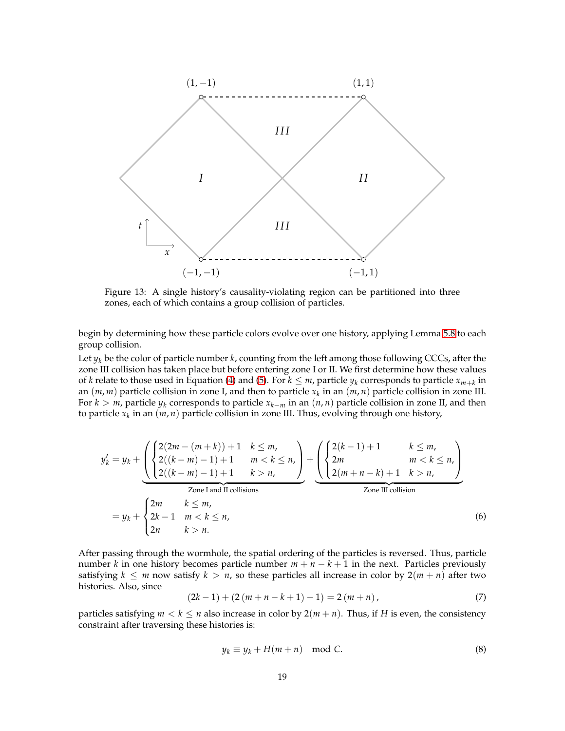Figure 13: A single history's causality-violating region can be partitioned into three zones, each of which contains a group collision of particles.

begin by determining how these particle colors evolve over one history, applying Lemma 5.8 to each group collision.

Let $y_k$ be the color of particle number $k$, counting from the left among those following CCCs, after the zone III collision has taken place but before entering zone I or II. We first determine how these values of $k$ relate to those used in Equation (4) and (5). For $k \leq m$, particle $y_k$ corresponds to particle $x_{m+k}$ in an $(m, m)$ particle collision in zone I, and then to particle $x_k$ in an $(m, n)$ particle collision in zone III. For $k > m$, particle $y_k$ corresponds to particle $x_{k-m}$ in an $(n, n)$ particle collision in zone II, and then to particle $x_k$ in an $(m, n)$ particle collision in zone III. Thus, evolving through one history,

$$
\begin{aligned}
y_k' &= y_k + \underbrace{\left(\begin{cases} 2(2m-(m+k))+1 & k \leq m, \\ 2((k-m)-1)+1 & m < k \leq n, \\ 2((k-m)-1)+1 & k > n, \end{cases}\right)}_{\text{Zone I and II collisions}} + \underbrace{\left(\begin{cases} 2(k-1)+1 & k \leq m, \\ 2m & m < k \leq n, \\ 2(m+n-k)+1 & k > n, \end{cases}\right)}_{\text{Zone III collision}} \\
&= y_k + \begin{cases} 2m & k \leq m, \\ 2k-1 & m < k \leq n, \\ 2n & k > n. \end{cases}
\end{aligned} \tag{6}
$$

After passing through the wormhole, the spatial ordering of the particles is reversed. Thus, particle number $k$ in one history becomes particle number $m + n - k + 1$ in the next. Particles previously satisfying $k \leq m$ now satisfy $k > n$, so these particles all increase in color by $2(m + n)$ after two histories. Also, since

$$(2k - 1) + (2(m + n - k + 1) - 1) = 2(m + n), \tag{7}$$

particles satisfying $m < k \leq n$ also increase in color by $2(m + n)$. Thus, if $H$ is even, the consistency constraint after traversing these histories is:

$$y_k \equiv y_k + H(m + n) \mod C. \tag{8}$$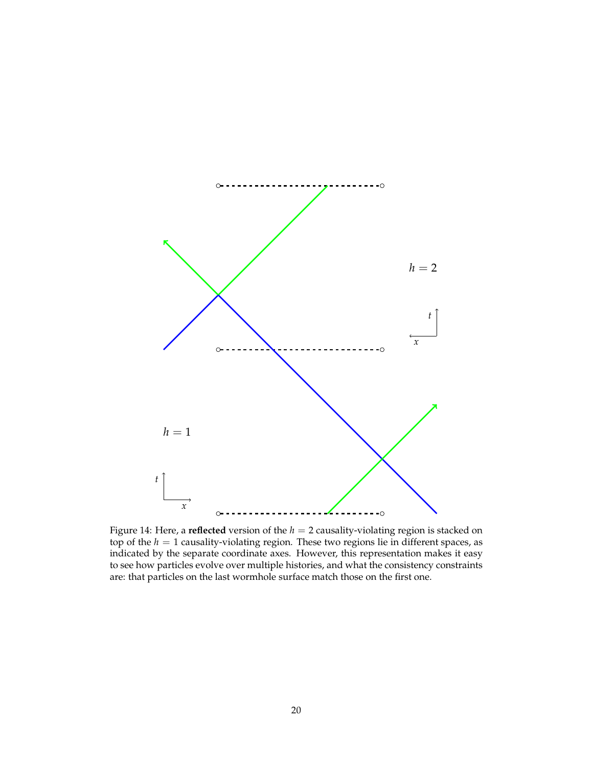Figure 14: Here, a **reflected** version of the $h = 2$ causality-violating region is stacked on top of the $h = 1$ causality-violating region. These two regions lie in different spaces, as indicated by the separate coordinate axes. However, this representation makes it easy to see how particles evolve over multiple histories, and what the consistency constraints are: that particles on the last wormhole surface match those on the first one.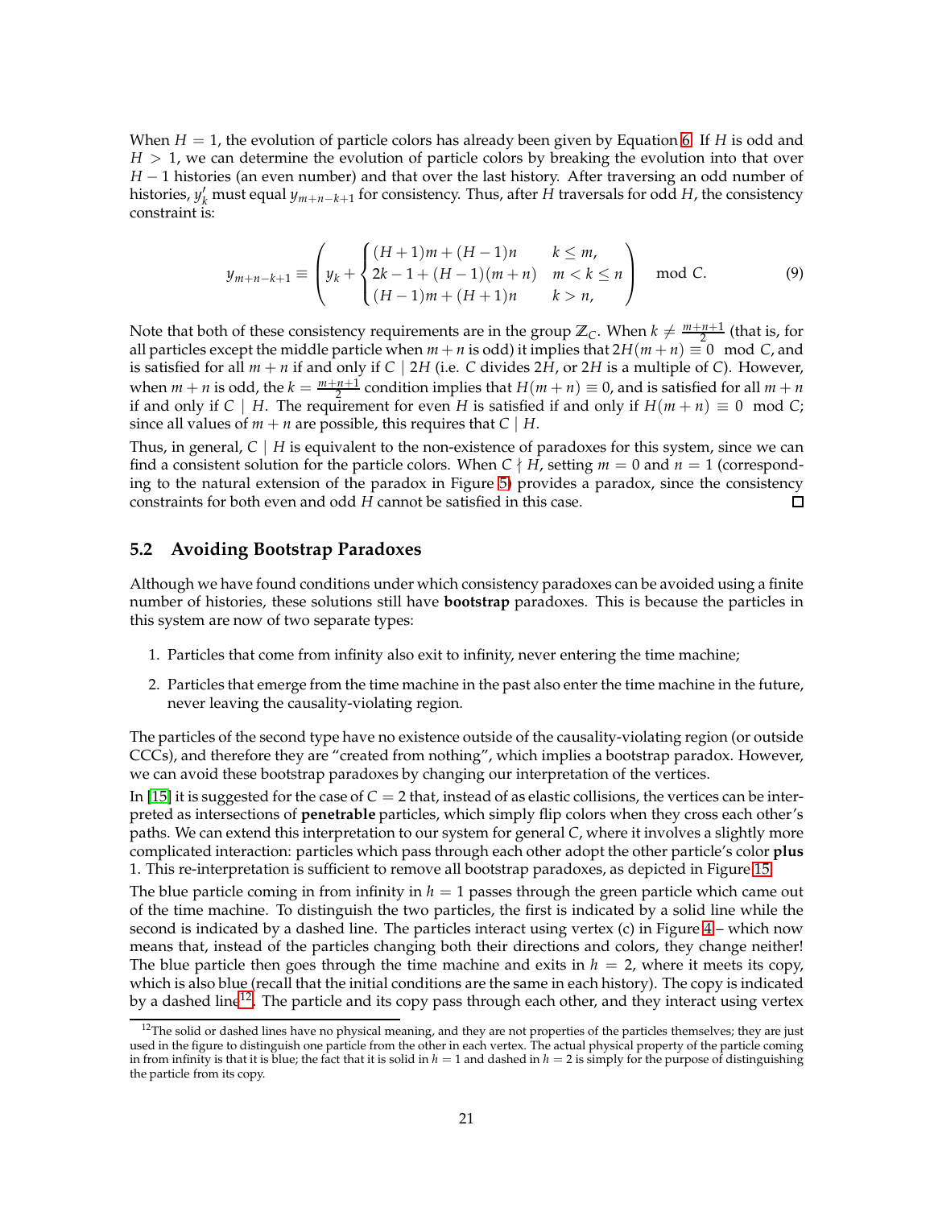When $H = 1$, the evolution of particle colors has already been given by Equation 6. If $H$ is odd and $H > 1$, we can determine the evolution of particle colors by breaking the evolution into that over $H - 1$ histories (an even number) and that over the last history. After traversing an odd number of histories, $y'_k$ must equal $y_{m+n-k+1}$ for consistency. Thus, after $H$ traversals for odd $H$, the consistency constraint is:

$$y_{m+n-k+1} \equiv \left( y_k + \begin{cases} (H+1)m + (H-1)n & k \le m, \\ 2k - 1 + (H-1)(m+n) & m < k \le n \\ (H-1)m + (H+1)n & k > n, \end{cases} \right) \mod C. \tag{9}$$

Note that both of these consistency requirements are in the group $\mathbb{Z}_C$. When $k \ne \frac{m+n+1}{2}$ (that is, for all particles except the middle particle when $m+n$ is odd) it implies that $2H(m+n) \equiv 0 \mod C$, and is satisfied for all $m+n$ if and only if $C \mid 2H$ (i.e. $C$ divides $2H$, or $2H$ is a multiple of $C$). However, when $m+n$ is odd, the $k = \frac{m+n+1}{2}$ condition implies that $H(m+n) \equiv 0$, and is satisfied for all $m+n$ if and only if $C \mid H$. The requirement for even $H$ is satisfied if and only if $H(m+n) \equiv 0 \mod C$; since all values of $m+n$ are possible, this requires that $C \mid H$.

Thus, in general, $C \mid H$ is equivalent to the non-existence of paradoxes for this system, since we can find a consistent solution for the particle colors. When $C \nmid H$, setting $m = 0$ and $n = 1$ (corresponding to the natural extension of the paradox in Figure 5) provides a paradox, since the consistency constraints for both even and odd $H$ cannot be satisfied in this case. □

## 5.2 Avoiding Bootstrap Paradoxes

Although we have found conditions under which consistency paradoxes can be avoided using a finite number of histories, these solutions still have **bootstrap** paradoxes. This is because the particles in this system are now of two separate types:

1. Particles that come from infinity also exit to infinity, never entering the time machine;
2. Particles that emerge from the time machine in the past also enter the time machine in the future, never leaving the causality-violating region.

The particles of the second type have no existence outside of the causality-violating region (or outside CCCs), and therefore they are "created from nothing", which implies a bootstrap paradox. However, we can avoid these bootstrap paradoxes by changing our interpretation of the vertices.

In [15] it is suggested for the case of $C = 2$ that, instead of as elastic collisions, the vertices can be interpreted as intersections of **penetrable** particles, which simply flip colors when they cross each other's paths. We can extend this interpretation to our system for general $C$, where it involves a slightly more complicated interaction: particles which pass through each other adopt the other particle's color **plus** 1. This re-interpretation is sufficient to remove all bootstrap paradoxes, as depicted in Figure 15.

The blue particle coming in from infinity in $h = 1$ passes through the green particle which came out of the time machine. To distinguish the two particles, the first is indicated by a solid line while the second is indicated by a dashed line. The particles interact using vertex (c) in Figure 4 – which now means that, instead of the particles changing both their directions and colors, they change neither! The blue particle then goes through the time machine and exits in $h = 2$, where it meets its copy, which is also blue (recall that the initial conditions are the same in each history). The copy is indicated by a dashed line[12]. The particle and its copy pass through each other, and they interact using vertex

[12] The solid or dashed lines have no physical meaning, and they are not properties of the particles themselves; they are just used in the figure to distinguish one particle from the other in each vertex. The actual physical property of the particle coming in from infinity is that it is blue; the fact that it is solid in $h = 1$ and dashed in $h = 2$ is simply for the purpose of distinguishing the particle from its copy.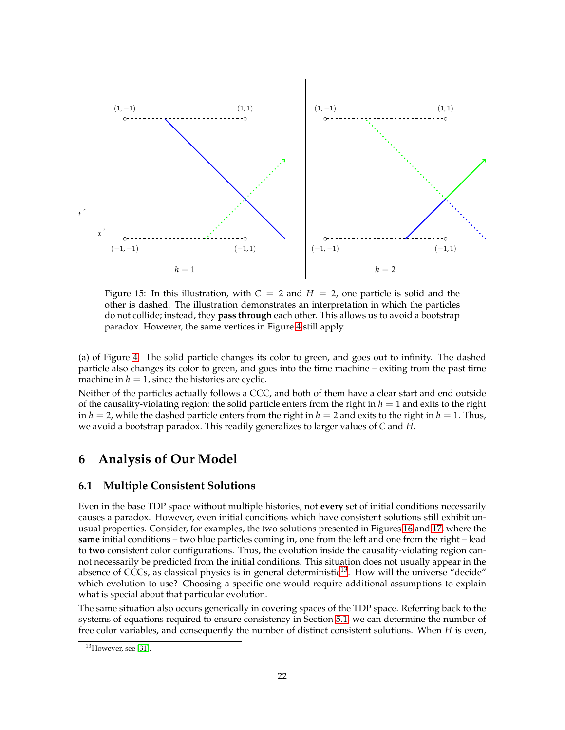Figure 15: In this illustration, with $C = 2$ and $H = 2$, one particle is solid and the other is dashed. The illustration demonstrates an interpretation in which the particles do not collide; instead, they **pass through** each other. This allows us to avoid a bootstrap paradox. However, the same vertices in Figure 4 still apply.

(a) of Figure 4. The solid particle changes its color to green, and goes out to infinity. The dashed particle also changes its color to green, and goes into the time machine – exiting from the past time machine in $h = 1$, since the histories are cyclic.

Neither of the particles actually follows a CCC, and both of them have a clear start and end outside of the causality-violating region: the solid particle enters from the right in $h = 1$ and exits to the right in $h = 2$, while the dashed particle enters from the right in $h = 2$ and exits to the right in $h = 1$. Thus, we avoid a bootstrap paradox. This readily generalizes to larger values of $C$ and $H$.

# 6 Analysis of Our Model

## 6.1 Multiple Consistent Solutions

Even in the base TDP space without multiple histories, not **every** set of initial conditions necessarily causes a paradox. However, even initial conditions which have consistent solutions still exhibit unusual properties. Consider, for examples, the two solutions presented in Figures 16 and 17, where the **same** initial conditions – two blue particles coming in, one from the left and one from the right – lead to **two** consistent color configurations. Thus, the evolution inside the causality-violating region cannot necessarily be predicted from the initial conditions. This situation does not usually appear in the absence of CCCs, as classical physics is in general deterministic[13]. How will the universe "decide" which evolution to use? Choosing a specific one would require additional assumptions to explain what is special about that particular evolution.

The same situation also occurs generically in covering spaces of the TDP space. Referring back to the systems of equations required to ensure consistency in Section 5.1, we can determine the number of free color variables, and consequently the number of distinct consistent solutions. When $H$ is even,

[13] However, see [31].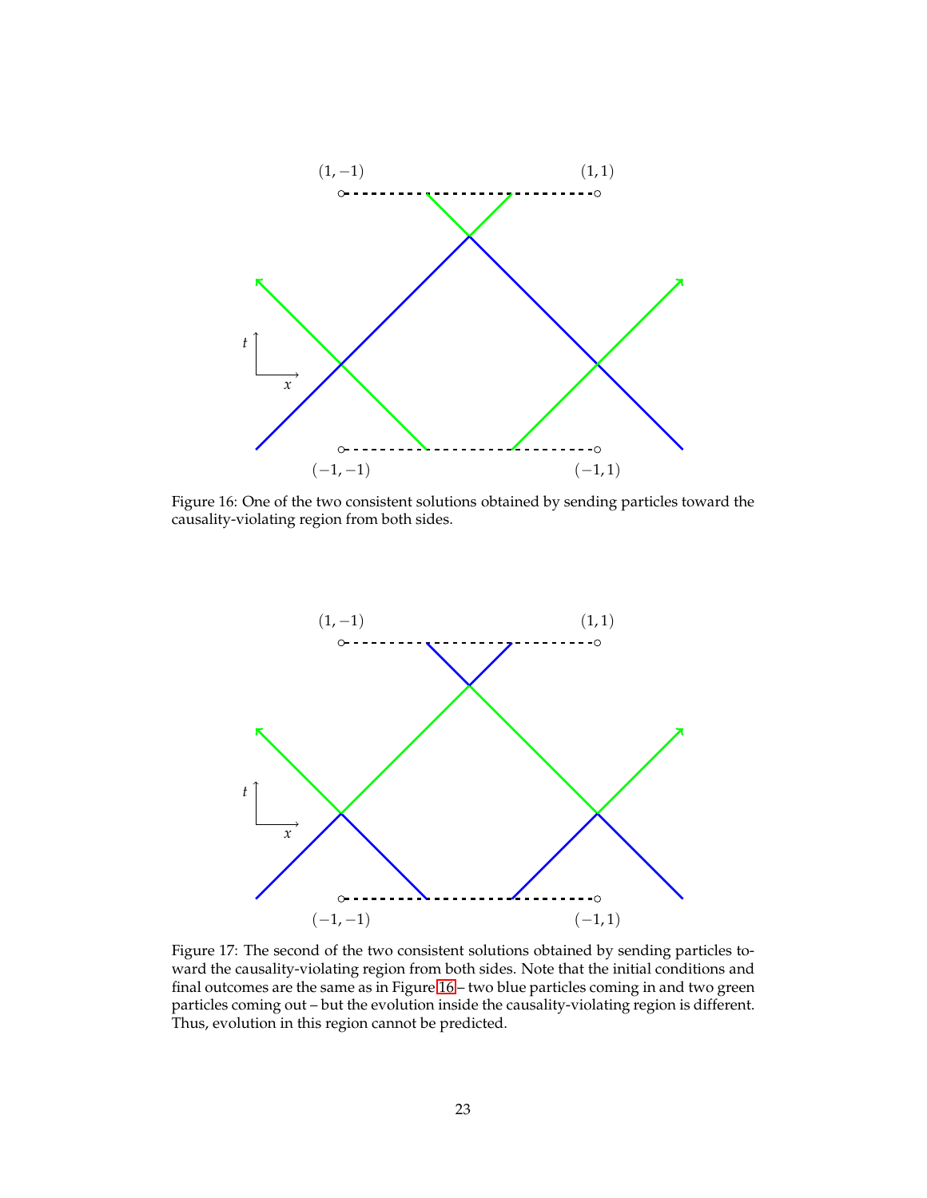Figure 16: One of the two consistent solutions obtained by sending particles toward the causality-violating region from both sides.

Figure 17: The second of the two consistent solutions obtained by sending particles toward the causality-violating region from both sides. Note that the initial conditions and final outcomes are the same as in Figure 16 – two blue particles coming in and two green particles coming out – but the evolution inside the causality-violating region is different. Thus, evolution in this region cannot be predicted.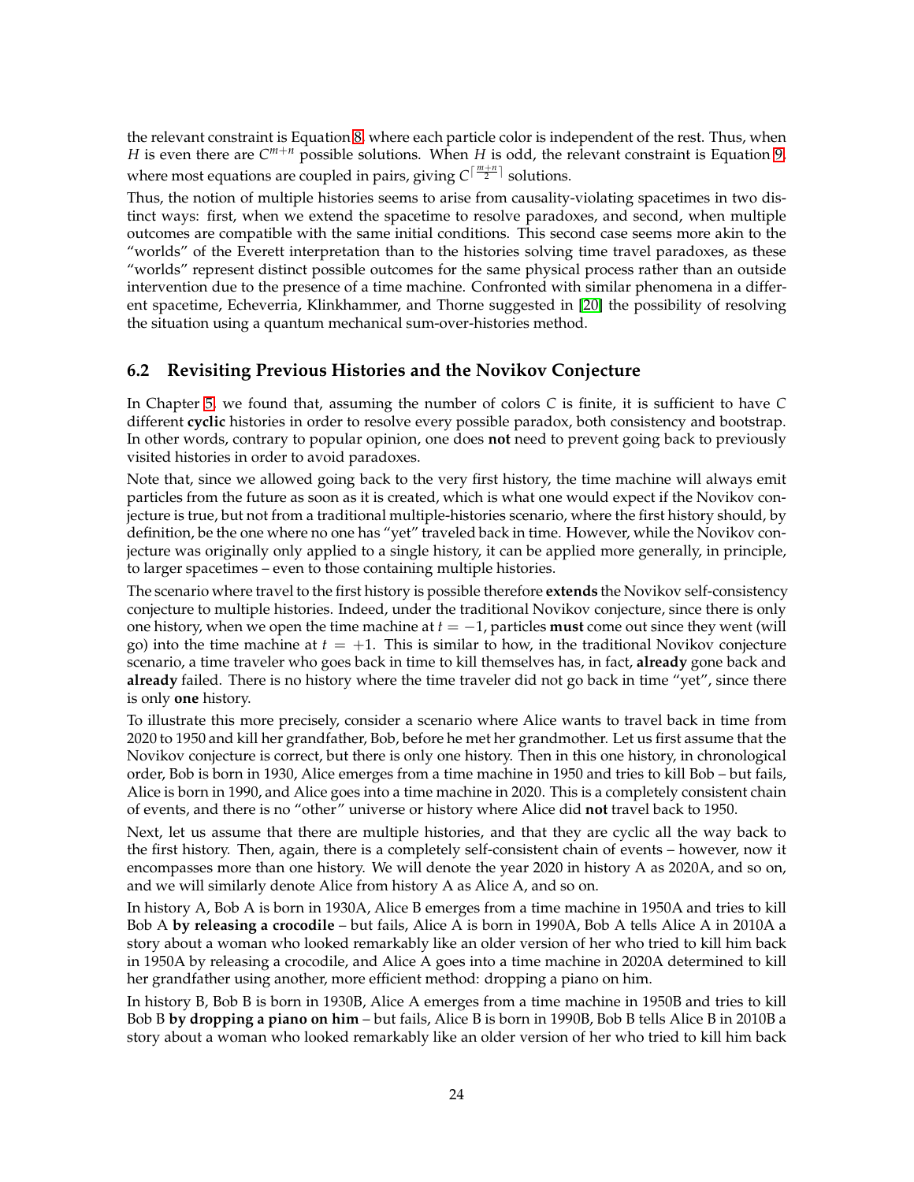the relevant constraint is Equation 8, where each particle color is independent of the rest. Thus, when $H$ is even there are $C^{m+n}$ possible solutions. When $H$ is odd, the relevant constraint is Equation 9, where most equations are coupled in pairs, giving $C^{\lceil \frac{m+n}{2} \rceil}$ solutions.

Thus, the notion of multiple histories seems to arise from causality-violating spacetimes in two distinct ways: first, when we extend the spacetime to resolve paradoxes, and second, when multiple outcomes are compatible with the same initial conditions. This second case seems more akin to the "worlds" of the Everett interpretation than to the histories solving time travel paradoxes, as these "worlds" represent distinct possible outcomes for the same physical process rather than an outside intervention due to the presence of a time machine. Confronted with similar phenomena in a different spacetime, Echeverria, Klinkhammer, and Thorne suggested in [20] the possibility of resolving the situation using a quantum mechanical sum-over-histories method.

### 6.2 Revisiting Previous Histories and the Novikov Conjecture

In Chapter 5, we found that, assuming the number of colors $C$ is finite, it is sufficient to have $C$ different **cyclic** histories in order to resolve every possible paradox, both consistency and bootstrap. In other words, contrary to popular opinion, one does **not** need to prevent going back to previously visited histories in order to avoid paradoxes.

Note that, since we allowed going back to the very first history, the time machine will always emit particles from the future as soon as it is created, which is what one would expect if the Novikov conjecture is true, but not from a traditional multiple-histories scenario, where the first history should, by definition, be the one where no one has "yet" traveled back in time. However, while the Novikov conjecture was originally only applied to a single history, it can be applied more generally, in principle, to larger spacetimes – even to those containing multiple histories.

The scenario where travel to the first history is possible therefore **extends** the Novikov self-consistency conjecture to multiple histories. Indeed, under the traditional Novikov conjecture, since there is only one history, when we open the time machine at $t = -1$, particles **must** come out since they went (will go) into the time machine at $t = +1$. This is similar to how, in the traditional Novikov conjecture scenario, a time traveler who goes back in time to kill themselves has, in fact, **already** gone back and **already** failed. There is no history where the time traveler did not go back in time "yet", since there is only **one** history.

To illustrate this more precisely, consider a scenario where Alice wants to travel back in time from 2020 to 1950 and kill her grandfather, Bob, before he met her grandmother. Let us first assume that the Novikov conjecture is correct, but there is only one history. Then in this one history, in chronological order, Bob is born in 1930, Alice emerges from a time machine in 1950 and tries to kill Bob – but fails, Alice is born in 1990, and Alice goes into a time machine in 2020. This is a completely consistent chain of events, and there is no "other" universe or history where Alice did **not** travel back to 1950.

Next, let us assume that there are multiple histories, and that they are cyclic all the way back to the first history. Then, again, there is a completely self-consistent chain of events – however, now it encompasses more than one history. We will denote the year 2020 in history A as 2020A, and so on, and we will similarly denote Alice from history A as Alice A, and so on.

In history A, Bob A is born in 1930A, Alice B emerges from a time machine in 1950A and tries to kill Bob A **by releasing a crocodile** – but fails, Alice A is born in 1990A, Bob A tells Alice A in 2010A a story about a woman who looked remarkably like an older version of her who tried to kill him back in 1950A by releasing a crocodile, and Alice A goes into a time machine in 2020A determined to kill her grandfather using another, more efficient method: dropping a piano on him.

In history B, Bob B is born in 1930B, Alice A emerges from a time machine in 1950B and tries to kill Bob B **by dropping a piano on him** – but fails, Alice B is born in 1990B, Bob B tells Alice B in 2010B a story about a woman who looked remarkably like an older version of her who tried to kill him back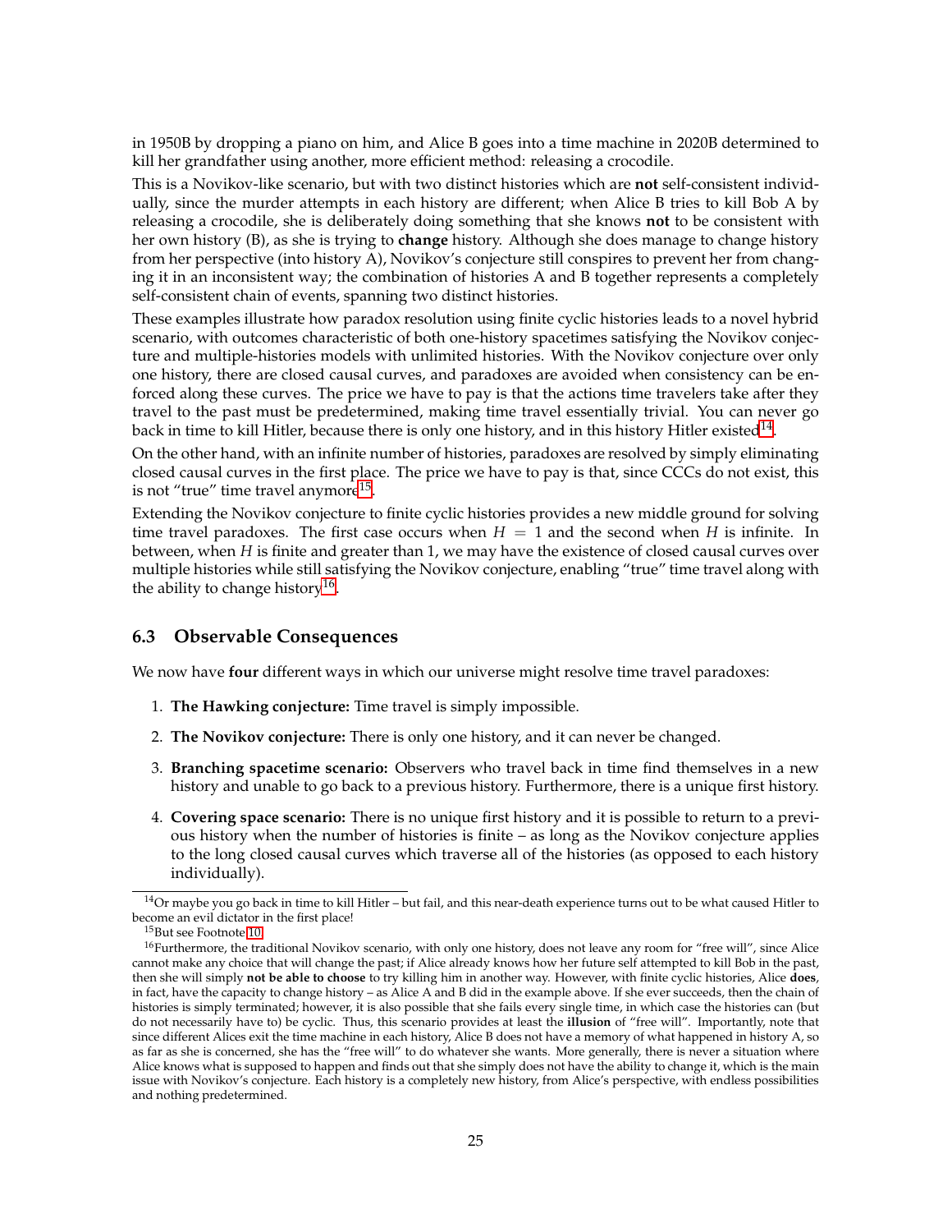in 1950B by dropping a piano on him, and Alice B goes into a time machine in 2020B determined to kill her grandfather using another, more efficient method: releasing a crocodile.

This is a Novikov-like scenario, but with two distinct histories which are **not** self-consistent individually, since the murder attempts in each history are different; when Alice B tries to kill Bob A by releasing a crocodile, she is deliberately doing something that she knows **not** to be consistent with her own history (B), as she is trying to **change** history. Although she does manage to change history from her perspective (into history A), Novikov's conjecture still conspires to prevent her from changing it in an inconsistent way; the combination of histories A and B together represents a completely self-consistent chain of events, spanning two distinct histories.

These examples illustrate how paradox resolution using finite cyclic histories leads to a novel hybrid scenario, with outcomes characteristic of both one-history spacetimes satisfying the Novikov conjecture and multiple-histories models with unlimited histories. With the Novikov conjecture over only one history, there are closed causal curves, and paradoxes are avoided when consistency can be enforced along these curves. The price we have to pay is that the actions time travelers take after they travel to the past must be predetermined, making time travel essentially trivial. You can never go back in time to kill Hitler, because there is only one history, and in this history Hitler existed[14].

On the other hand, with an infinite number of histories, paradoxes are resolved by simply eliminating closed causal curves in the first place. The price we have to pay is that, since CCCs do not exist, this is not "true" time travel anymore[15].

Extending the Novikov conjecture to finite cyclic histories provides a new middle ground for solving time travel paradoxes. The first case occurs when $H = 1$ and the second when $H$ is infinite. In between, when $H$ is finite and greater than 1, we may have the existence of closed causal curves over multiple histories while still satisfying the Novikov conjecture, enabling "true" time travel along with the ability to change history[16].

### 6.3 Observable Consequences

We now have **four** different ways in which our universe might resolve time travel paradoxes:

1. **The Hawking conjecture:** Time travel is simply impossible.
2. **The Novikov conjecture:** There is only one history, and it can never be changed.
3. **Branching spacetime scenario:** Observers who travel back in time find themselves in a new history and unable to go back to a previous history. Furthermore, there is a unique first history.
4. **Covering space scenario:** There is no unique first history and it is possible to return to a previous history when the number of histories is finite – as long as the Novikov conjecture applies to the long closed causal curves which traverse all of the histories (as opposed to each history individually).

[14] Or maybe you go back in time to kill Hitler – but fail, and this near-death experience turns out to be what caused Hitler to become an evil dictator in the first place!

[15] But see Footnote 10.

[16] Furthermore, the traditional Novikov scenario, with only one history, does not leave any room for "free will", since Alice cannot make any choice that will change the past; if Alice already knows how her future self attempted to kill Bob in the past, then she will simply **not be able to choose** to try killing him in another way. However, with finite cyclic histories, Alice **does**, in fact, have the capacity to change history – as Alice A and B did in the example above. If she ever succeeds, then the chain of histories is simply terminated; however, it is also possible that she fails every single time, in which case the histories can (but do not necessarily have to) be cyclic. Thus, this scenario provides at least the **illusion** of "free will". Importantly, note that since different Alices exit the time machine in each history, Alice B does not have a memory of what happened in history A, so as far as she is concerned, she has the "free will" to do whatever she wants. More generally, there is never a situation where Alice knows what is supposed to happen and finds out that she simply does not have the ability to change it, which is the main issue with Novikov's conjecture. Each history is a completely new history, from Alice's perspective, with endless possibilities and nothing predetermined.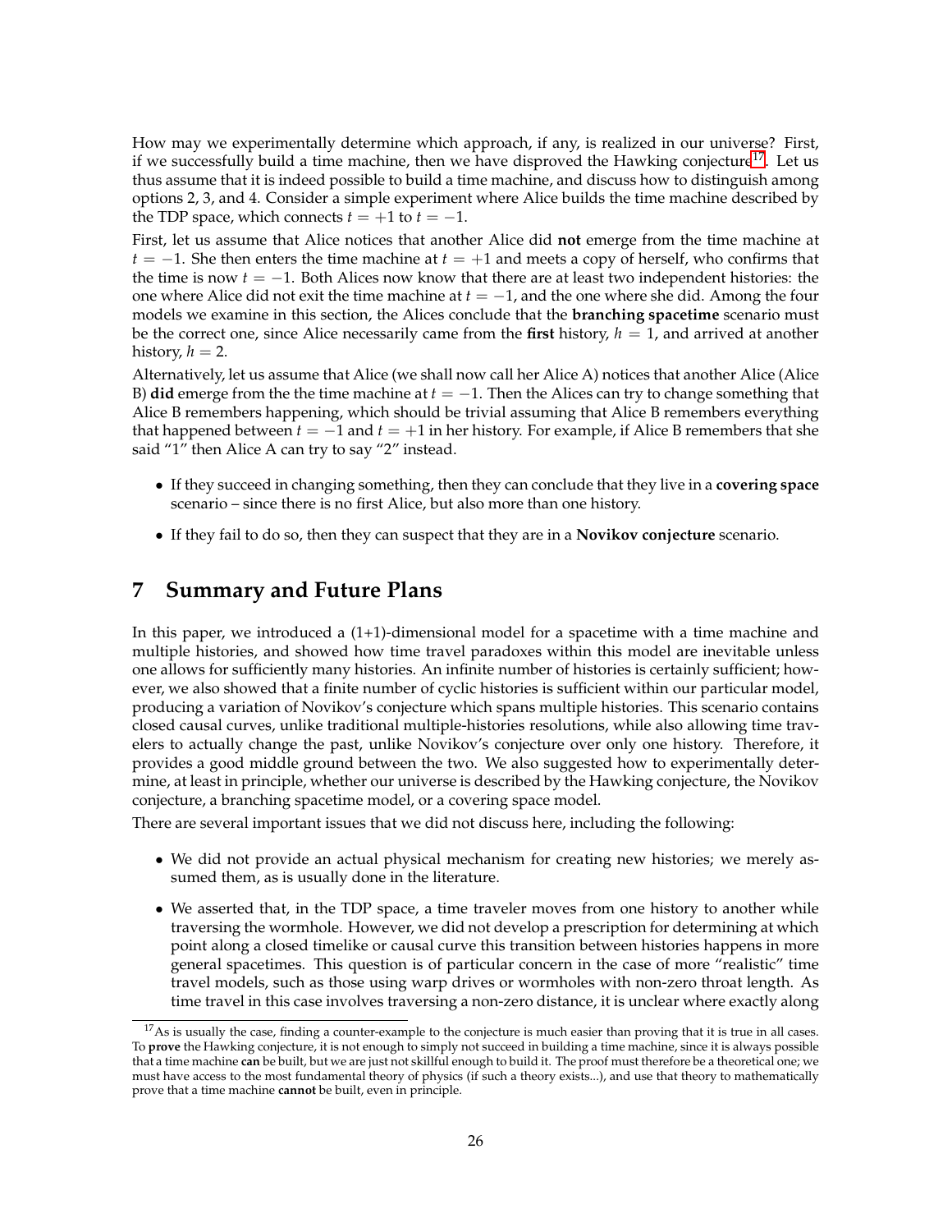How may we experimentally determine which approach, if any, is realized in our universe? First, if we successfully build a time machine, then we have disproved the Hawking conjecture[17]. Let us thus assume that it is indeed possible to build a time machine, and discuss how to distinguish among options 2, 3, and 4. Consider a simple experiment where Alice builds the time machine described by the TDP space, which connects $t = +1$ to $t = -1$.

First, let us assume that Alice notices that another Alice did **not** emerge from the time machine at $t = -1$. She then enters the time machine at $t = +1$ and meets a copy of herself, who confirms that the time is now $t = -1$. Both Alices now know that there are at least two independent histories: the one where Alice did not exit the time machine at $t = -1$, and the one where she did. Among the four models we examine in this section, the Alices conclude that the **branching spacetime** scenario must be the correct one, since Alice necessarily came from the **first** history, $h = 1$, and arrived at another history, $h = 2$.

Alternatively, let us assume that Alice (we shall now call her Alice A) notices that another Alice (Alice B) **did** emerge from the the time machine at $t = -1$. Then the Alices can try to change something that Alice B remembers happening, which should be trivial assuming that Alice B remembers everything that happened between $t = -1$ and $t = +1$ in her history. For example, if Alice B remembers that she said "1" then Alice A can try to say "2" instead.

- If they succeed in changing something, then they can conclude that they live in a **covering space** scenario – since there is no first Alice, but also more than one history.
- If they fail to do so, then they can suspect that they are in a **Novikov conjecture** scenario.

# 7 Summary and Future Plans

In this paper, we introduced a (1+1)-dimensional model for a spacetime with a time machine and multiple histories, and showed how time travel paradoxes within this model are inevitable unless one allows for sufficiently many histories. An infinite number of histories is certainly sufficient; however, we also showed that a finite number of cyclic histories is sufficient within our particular model, producing a variation of Novikov's conjecture which spans multiple histories. This scenario contains closed causal curves, unlike traditional multiple-histories resolutions, while also allowing time travelers to actually change the past, unlike Novikov's conjecture over only one history. Therefore, it provides a good middle ground between the two. We also suggested how to experimentally determine, at least in principle, whether our universe is described by the Hawking conjecture, the Novikov conjecture, a branching spacetime model, or a covering space model.

There are several important issues that we did not discuss here, including the following:

- We did not provide an actual physical mechanism for creating new histories; we merely assumed them, as is usually done in the literature.
- We asserted that, in the TDP space, a time traveler moves from one history to another while traversing the wormhole. However, we did not develop a prescription for determining at which point along a closed timelike or causal curve this transition between histories happens in more general spacetimes. This question is of particular concern in the case of more "realistic" time travel models, such as those using warp drives or wormholes with non-zero throat length. As time travel in this case involves traversing a non-zero distance, it is unclear where exactly along

[17] As is usually the case, finding a counter-example to the conjecture is much easier than proving that it is true in all cases. To **prove** the Hawking conjecture, it is not enough to simply not succeed in building a time machine, since it is always possible that a time machine **can** be built, but we are just not skillful enough to build it. The proof must therefore be a theoretical one; we must have access to the most fundamental theory of physics (if such a theory exists...), and use that theory to mathematically prove that a time machine **cannot** be built, even in principle.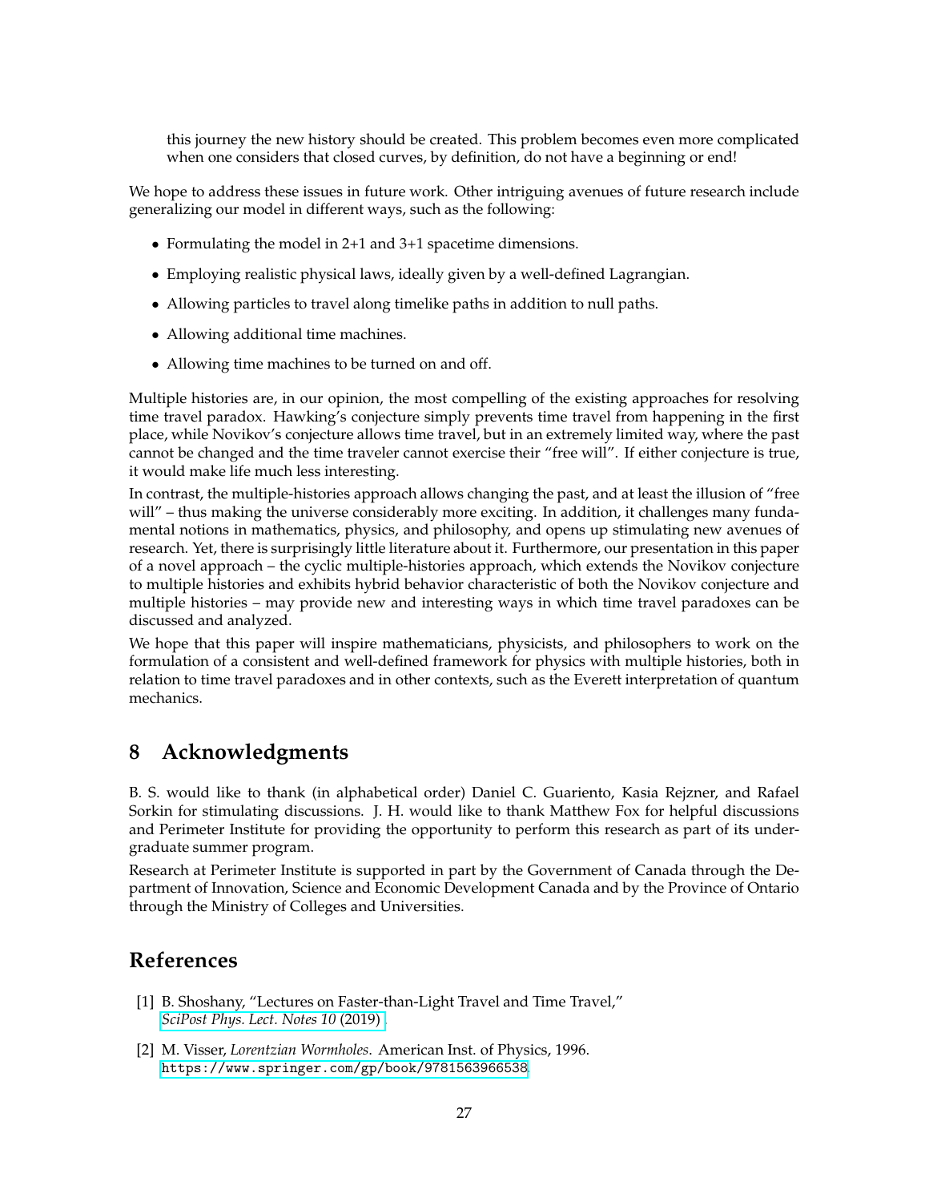this journey the new history should be created. This problem becomes even more complicated when one considers that closed curves, by definition, do not have a beginning or end!

We hope to address these issues in future work. Other intriguing avenues of future research include generalizing our model in different ways, such as the following:

- Formulating the model in 2+1 and 3+1 spacetime dimensions.
- Employing realistic physical laws, ideally given by a well-defined Lagrangian.
- Allowing particles to travel along timelike paths in addition to null paths.
- Allowing additional time machines.
- Allowing time machines to be turned on and off.

Multiple histories are, in our opinion, the most compelling of the existing approaches for resolving time travel paradox. Hawking's conjecture simply prevents time travel from happening in the first place, while Novikov's conjecture allows time travel, but in an extremely limited way, where the past cannot be changed and the time traveler cannot exercise their "free will". If either conjecture is true, it would make life much less interesting.

In contrast, the multiple-histories approach allows changing the past, and at least the illusion of "free will" – thus making the universe considerably more exciting. In addition, it challenges many fundamental notions in mathematics, physics, and philosophy, and opens up stimulating new avenues of research. Yet, there is surprisingly little literature about it. Furthermore, our presentation in this paper of a novel approach – the cyclic multiple-histories approach, which extends the Novikov conjecture to multiple histories and exhibits hybrid behavior characteristic of both the Novikov conjecture and multiple histories – may provide new and interesting ways in which time travel paradoxes can be discussed and analyzed.

We hope that this paper will inspire mathematicians, physicists, and philosophers to work on the formulation of a consistent and well-defined framework for physics with multiple histories, both in relation to time travel paradoxes and in other contexts, such as the Everett interpretation of quantum mechanics.

## 8 Acknowledgments

B. S. would like to thank (in alphabetical order) Daniel C. Guariento, Kasia Rejzner, and Rafael Sorkin for stimulating discussions. J. H. would like to thank Matthew Fox for helpful discussions and Perimeter Institute for providing the opportunity to perform this research as part of its undergraduate summer program.

Research at Perimeter Institute is supported in part by the Government of Canada through the Department of Innovation, Science and Economic Development Canada and by the Province of Ontario through the Ministry of Colleges and Universities.

## References

[1] B. Shoshany, "Lectures on Faster-than-Light Travel and Time Travel," *SciPost Phys. Lect. Notes 10* (2019) .

[2] M. Visser, *Lorentzian Wormholes*. American Inst. of Physics, 1996. https://www.springer.com/gp/book/9781563966538.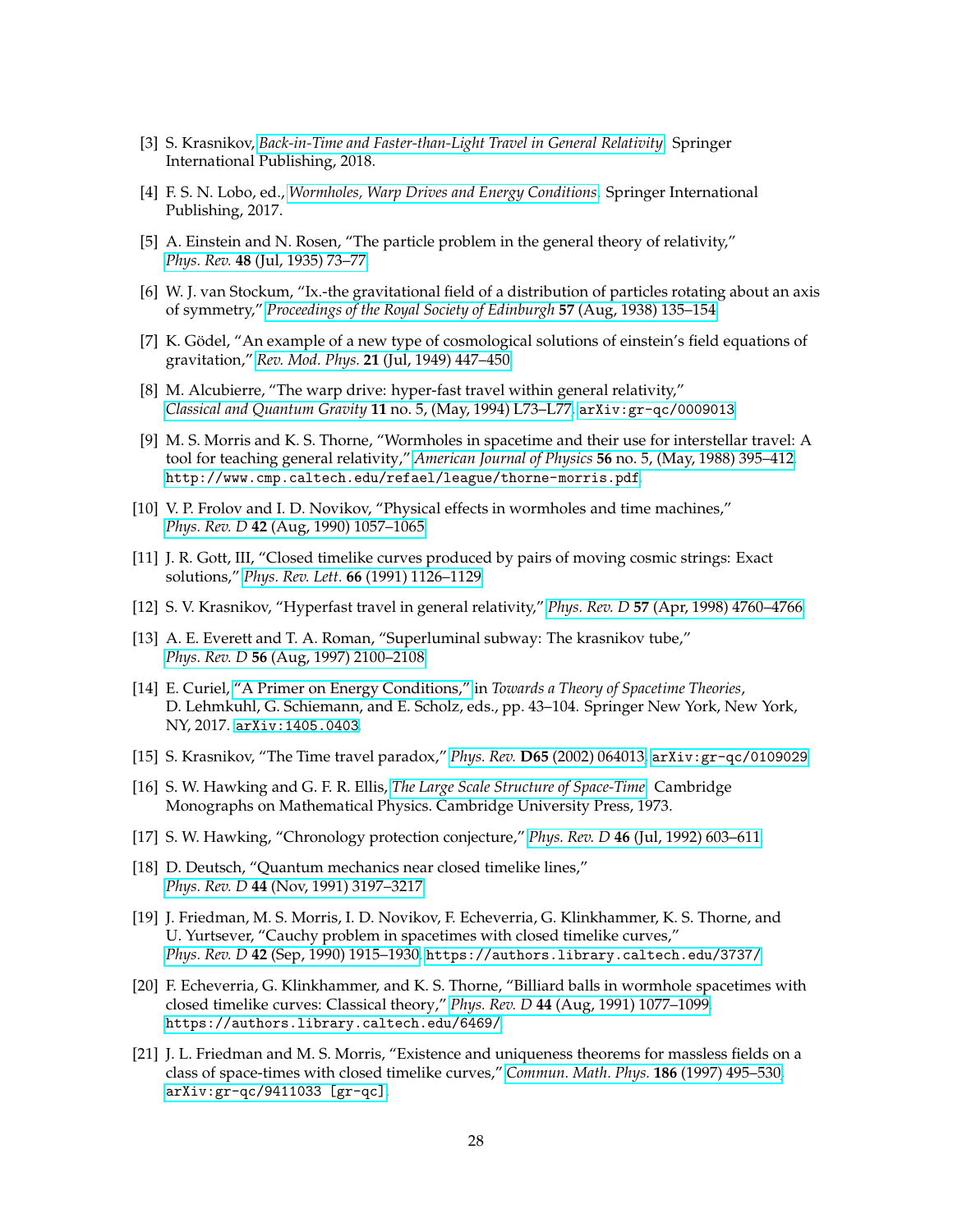[3] S. Krasnikov, *Back-in-Time and Faster-than-Light Travel in General Relativity*. Springer International Publishing, 2018.

[4] F. S. N. Lobo, ed., *Wormholes, Warp Drives and Energy Conditions*. Springer International Publishing, 2017.

[5] A. Einstein and N. Rosen, "The particle problem in the general theory of relativity," *Phys. Rev.* **48** (Jul, 1935) 73–77.

[6] W. J. van Stockum, "Ix.-the gravitational field of a distribution of particles rotating about an axis of symmetry," *Proceedings of the Royal Society of Edinburgh* **57** (Aug, 1938) 135–154.

[7] K. Gödel, "An example of a new type of cosmological solutions of einstein's field equations of gravitation," *Rev. Mod. Phys.* **21** (Jul, 1949) 447–450.

[8] M. Alcubierre, "The warp drive: hyper-fast travel within general relativity," *Classical and Quantum Gravity* **11** no. 5, (May, 1994) L73–L77, `arXiv:gr-qc/0009013`.

[9] M. S. Morris and K. S. Thorne, "Wormholes in spacetime and their use for interstellar travel: A tool for teaching general relativity," *American Journal of Physics* **56** no. 5, (May, 1988) 395–412. `http://www.cmp.caltech.edu/refael/league/thorne-morris.pdf`.

[10] V. P. Frolov and I. D. Novikov, "Physical effects in wormholes and time machines," *Phys. Rev. D* **42** (Aug, 1990) 1057–1065.

[11] J. R. Gott, III, "Closed timelike curves produced by pairs of moving cosmic strings: Exact solutions," *Phys. Rev. Lett.* **66** (1991) 1126–1129.

[12] S. V. Krasnikov, "Hyperfast travel in general relativity," *Phys. Rev. D* **57** (Apr, 1998) 4760–4766.

[13] A. E. Everett and T. A. Roman, "Superluminal subway: The krasnikov tube," *Phys. Rev. D* **56** (Aug, 1997) 2100–2108.

[14] E. Curiel, "A Primer on Energy Conditions," in *Towards a Theory of Spacetime Theories*, D. Lehmkuhl, G. Schiemann, and E. Scholz, eds., pp. 43–104. Springer New York, New York, NY, 2017. `arXiv:1405.0403`.

[15] S. Krasnikov, "The Time travel paradox," *Phys. Rev.* **D65** (2002) 064013, `arXiv:gr-qc/0109029`.

[16] S. W. Hawking and G. F. R. Ellis, *The Large Scale Structure of Space-Time*. Cambridge Monographs on Mathematical Physics. Cambridge University Press, 1973.

[17] S. W. Hawking, "Chronology protection conjecture," *Phys. Rev. D* **46** (Jul, 1992) 603–611.

[18] D. Deutsch, "Quantum mechanics near closed timelike lines," *Phys. Rev. D* **44** (Nov, 1991) 3197–3217.

[19] J. Friedman, M. S. Morris, I. D. Novikov, F. Echeverria, G. Klinkhammer, K. S. Thorne, and U. Yurtsever, "Cauchy problem in spacetimes with closed timelike curves," *Phys. Rev. D* **42** (Sep, 1990) 1915–1930. `https://authors.library.caltech.edu/3737/`.

[20] F. Echeverria, G. Klinkhammer, and K. S. Thorne, "Billiard balls in wormhole spacetimes with closed timelike curves: Classical theory," *Phys. Rev. D* **44** (Aug, 1991) 1077–1099. `https://authors.library.caltech.edu/6469/`.

[21] J. L. Friedman and M. S. Morris, "Existence and uniqueness theorems for massless fields on a class of space-times with closed timelike curves," *Commun. Math. Phys.* **186** (1997) 495–530, `arXiv:gr-qc/9411033 [gr-qc]`.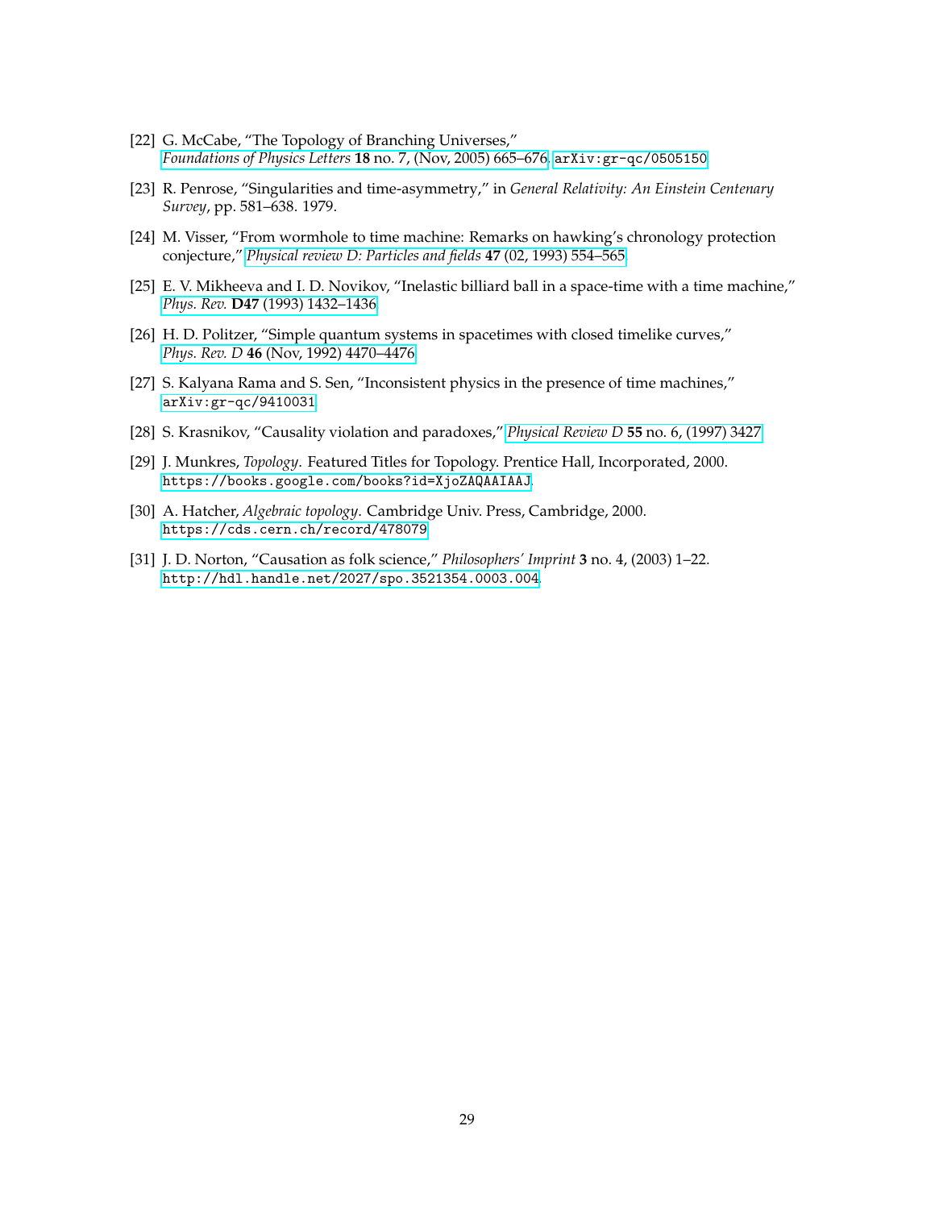[22] G. McCabe, "The Topology of Branching Universes," *Foundations of Physics Letters* **18** no. 7, (Nov, 2005) 665–676, arXiv:gr-qc/0505150.

[23] R. Penrose, "Singularities and time-asymmetry," in *General Relativity: An Einstein Centenary Survey*, pp. 581–638. 1979.

[24] M. Visser, "From wormhole to time machine: Remarks on hawking's chronology protection conjecture," *Physical review D: Particles and fields* **47** (02, 1993) 554–565.

[25] E. V. Mikheeva and I. D. Novikov, "Inelastic billiard ball in a space-time with a time machine," *Phys. Rev.* **D47** (1993) 1432–1436.

[26] H. D. Politzer, "Simple quantum systems in spacetimes with closed timelike curves," *Phys. Rev. D* **46** (Nov, 1992) 4470–4476.

[27] S. Kalyana Rama and S. Sen, "Inconsistent physics in the presence of time machines," arXiv:gr-qc/9410031.

[28] S. Krasnikov, "Causality violation and paradoxes," *Physical Review D* **55** no. 6, (1997) 3427.

[29] J. Munkres, *Topology*. Featured Titles for Topology. Prentice Hall, Incorporated, 2000. https://books.google.com/books?id=XjoZAQAAIAAJ.

[30] A. Hatcher, *Algebraic topology*. Cambridge Univ. Press, Cambridge, 2000. https://cds.cern.ch/record/478079.

[31] J. D. Norton, "Causation as folk science," *Philosophers' Imprint* **3** no. 4, (2003) 1–22. http://hdl.handle.net/2027/spo.3521354.0003.004.